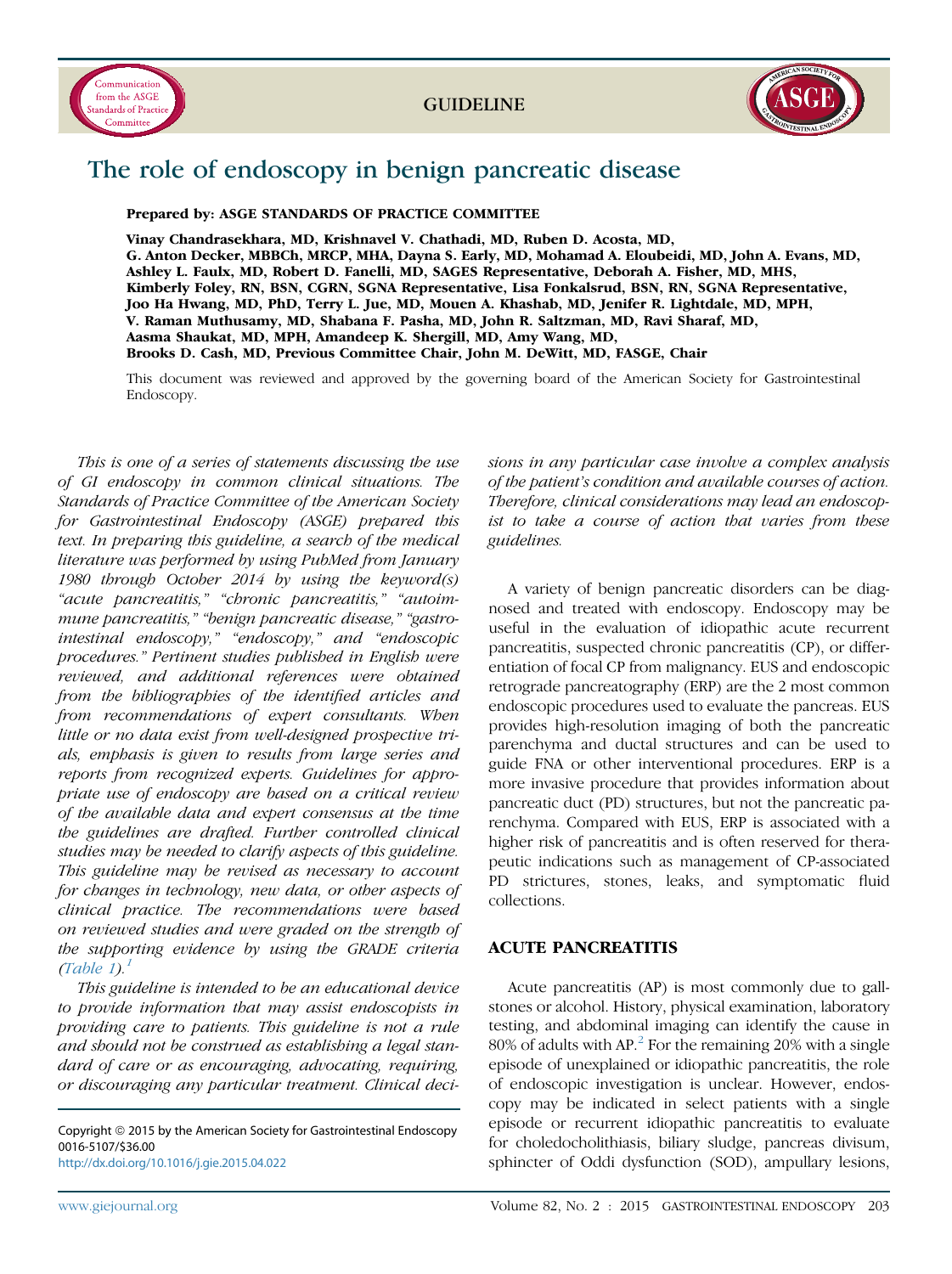# The role of endoscopy in benign pancreatic disease

**Prepared by: ASGE STANDARDS OF PRACTICE COMMITTEE**

**Vinay Chandrasekhara, MD, Krishnavel V. Chathadi, MD, Ruben D. Acosta, MD, G. Anton Decker, MBBCh, MRCP, MHA, Dayna S. Early, MD, Mohamad A. Eloubeidi, MD, John A. Evans, MD, Ashley L. Faulx, MD, Robert D. Fanelli, MD, SAGES Representative, Deborah A. Fisher, MD, MHS, Kimberly Foley, RN, BSN, CGRN, SGNA Representative, Lisa Fonkalsrud, BSN, RN, SGNA Representative, Joo Ha Hwang, MD, PhD, Terry L. Jue, MD, Mouen A. Khashab, MD, Jenifer R. Lightdale, MD, MPH, V. Raman Muthusamy, MD, Shabana F. Pasha, MD, John R. Saltzman, MD, Ravi Sharaf, MD, Aasma Shaukat, MD, MPH, Amandeep K. Shergill, MD, Amy Wang, MD, Brooks D. Cash, MD, Previous Committee Chair, John M. DeWitt, MD, FASGE, Chair**

This document was reviewed and approved by the governing board of the American Society for Gastrointestinal Endoscopy.

*This is one of a series of statements discussing the use of GI endoscopy in common clinical situations. The Standards of Practice Committee of the American Society for Gastrointestinal Endoscopy (ASGE) prepared this text. In preparing this guideline, a search of the medical literature was performed by using PubMed from January 1980 through October 2014 by using the keyword(s) "acute pancreatitis," "chronic pancreatitis," "autoimmune pancreatitis," "benign pancreatic disease," "gastrointestinal endoscopy," "endoscopy," and "endoscopic procedures." Pertinent studies published in English were reviewed, and additional references were obtained from the bibliographies of the identified articles and from recommendations of expert consultants. When little or no data exist from well-designed prospective trials, emphasis is given to results from large series and reports from recognized experts. Guidelines for appropriate use of endoscopy are based on a critical review of the available data and expert consensus at the time the guidelines are drafted. Further controlled clinical studies may be needed to clarify aspects of this guideline. This guideline may be revised as necessary to account for changes in technology, new data, or other aspects of clinical practice. The recommendations were based on reviewed studies and were graded on the strength of the supporting evidence by using the GRADE criteria (Table 1).[1]*

*This guideline is intended to be an educational device to provide information that may assist endoscopists in providing care to patients. This guideline is not a rule and should not be construed as establishing a legal standard of care or as encouraging, advocating, requiring, or discouraging any particular treatment. Clinical decisions in any particular case involve a complex analysis of the patient's condition and available courses of action. Therefore, clinical considerations may lead an endoscopist to take a course of action that varies from these guidelines.*

Copyright © 2015 by the American Society for Gastrointestinal Endoscopy
0016-5107/$36.00
http://dx.doi.org/10.1016/j.gie.2015.04.022

A variety of benign pancreatic disorders can be diagnosed and treated with endoscopy. Endoscopy may be useful in the evaluation of idiopathic acute recurrent pancreatitis, suspected chronic pancreatitis (CP), or differentiation of focal CP from malignancy. EUS and endoscopic retrograde pancreatography (ERP) are the 2 most common endoscopic procedures used to evaluate the pancreas. EUS provides high-resolution imaging of both the pancreatic parenchyma and ductal structures and can be used to guide FNA or other interventional procedures. ERP is a more invasive procedure that provides information about pancreatic duct (PD) structures, but not the pancreatic parenchyma. Compared with EUS, ERP is associated with a higher risk of pancreatitis and is often reserved for therapeutic indications such as management of CP-associated PD strictures, stones, leaks, and symptomatic fluid collections.

## ACUTE PANCREATITIS

Acute pancreatitis (AP) is most commonly due to gallstones or alcohol. History, physical examination, laboratory testing, and abdominal imaging can identify the cause in 80% of adults with AP.[2] For the remaining 20% with a single episode of unexplained or idiopathic pancreatitis, the role of endoscopic investigation is unclear. However, endoscopy may be indicated in select patients with a single episode or recurrent idiopathic pancreatitis to evaluate for choledocholithiasis, biliary sludge, pancreas divisum, sphincter of Oddi dysfunction (SOD), ampullary lesions,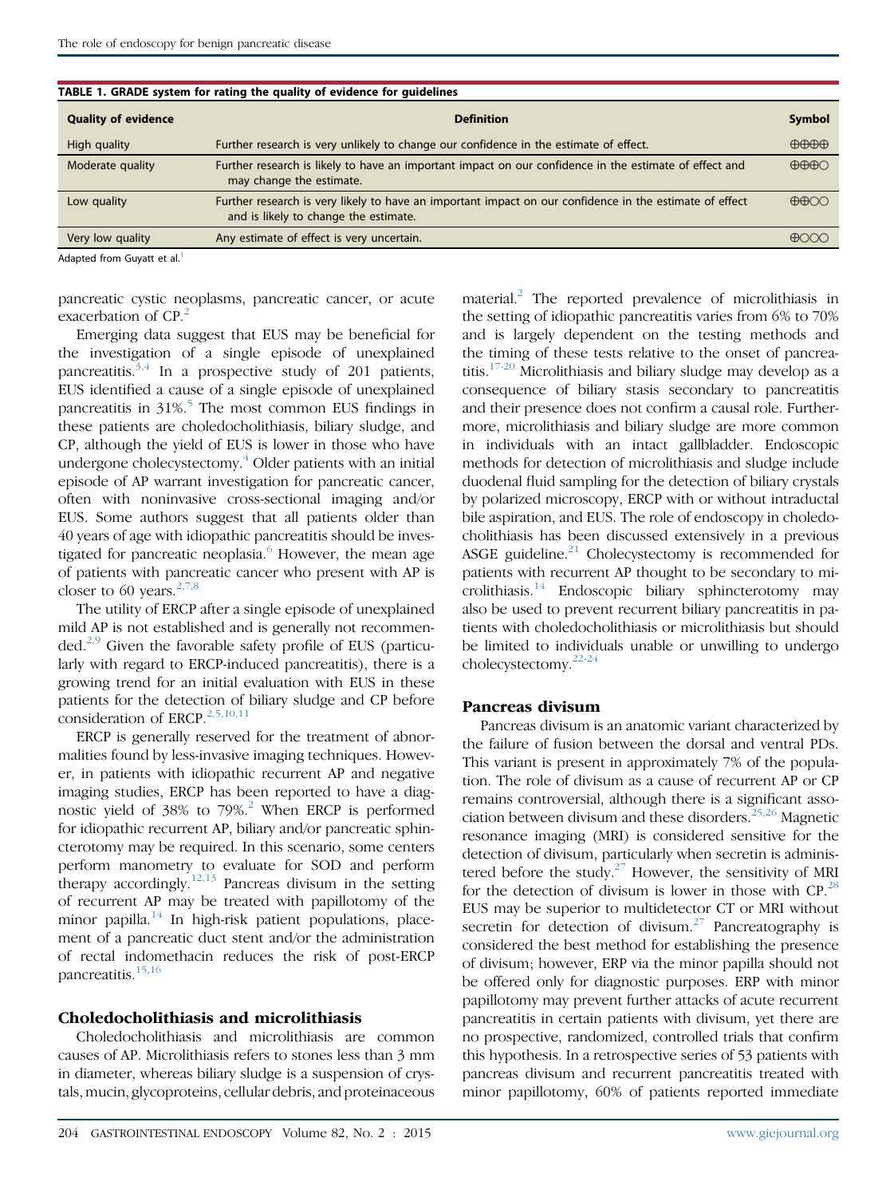**TABLE 1. GRADE system for rating the quality of evidence for guidelines**

| Quality of evidence | Definition | Symbol |
|---|---|---|
| High quality | Further research is very unlikely to change our confidence in the estimate of effect. | ⊕⊕⊕⊕ |
| Moderate quality | Further research is likely to have an important impact on our confidence in the estimate of effect and may change the estimate. | ⊕⊕⊕○ |
| Low quality | Further research is very likely to have an important impact on our confidence in the estimate of effect and is likely to change the estimate. | ⊕⊕○○ |
| Very low quality | Any estimate of effect is very uncertain. | ⊕○○○ |

Adapted from Guyatt et al.[1]

pancreatic cystic neoplasms, pancreatic cancer, or acute exacerbation of CP.[2]

Emerging data suggest that EUS may be beneficial for the investigation of a single episode of unexplained pancreatitis.[3,4] In a prospective study of 201 patients, EUS identified a cause of a single episode of unexplained pancreatitis in 31%.[5] The most common EUS findings in these patients are choledocholithiasis, biliary sludge, and CP, although the yield of EUS is lower in those who have undergone cholecystectomy.[4] Older patients with an initial episode of AP warrant investigation for pancreatic cancer, often with noninvasive cross-sectional imaging and/or EUS. Some authors suggest that all patients older than 40 years of age with idiopathic pancreatitis should be investigated for pancreatic neoplasia.[6] However, the mean age of patients with pancreatic cancer who present with AP is closer to 60 years.[2,7,8]

The utility of ERCP after a single episode of unexplained mild AP is not established and is generally not recommended.[2,9] Given the favorable safety profile of EUS (particularly with regard to ERCP-induced pancreatitis), there is a growing trend for an initial evaluation with EUS in these patients for the detection of biliary sludge and CP before consideration of ERCP.[2,5,10,11]

ERCP is generally reserved for the treatment of abnormalities found by less-invasive imaging techniques. However, in patients with idiopathic recurrent AP and negative imaging studies, ERCP has been reported to have a diagnostic yield of 38% to 79%.[2] When ERCP is performed for idiopathic recurrent AP, biliary and/or pancreatic sphincterotomy may be required. In this scenario, some centers perform manometry to evaluate for SOD and perform therapy accordingly.[12,13] Pancreas divisum in the setting of recurrent AP may be treated with papillotomy of the minor papilla.[14] In high-risk patient populations, placement of a pancreatic duct stent and/or the administration of rectal indomethacin reduces the risk of post-ERCP pancreatitis.[15,16]

## Choledocholithiasis and microlithiasis

Choledocholithiasis and microlithiasis are common causes of AP. Microlithiasis refers to stones less than 3 mm in diameter, whereas biliary sludge is a suspension of crystals, mucin, glycoproteins, cellular debris, and proteinaceous material.[2] The reported prevalence of microlithiasis in the setting of idiopathic pancreatitis varies from 6% to 70% and is largely dependent on the testing methods and the timing of these tests relative to the onset of pancreatitis.[17-20] Microlithiasis and biliary sludge may develop as a consequence of biliary stasis secondary to pancreatitis and their presence does not confirm a causal role. Furthermore, microlithiasis and biliary sludge are more common in individuals with an intact gallbladder. Endoscopic methods for detection of microlithiasis and sludge include duodenal fluid sampling for the detection of biliary crystals by polarized microscopy, ERCP with or without intraductal bile aspiration, and EUS. The role of endoscopy in choledocholithiasis has been discussed extensively in a previous ASGE guideline.[21] Cholecystectomy is recommended for patients with recurrent AP thought to be secondary to microlithiasis.[14] Endoscopic biliary sphincterotomy may also be used to prevent recurrent biliary pancreatitis in patients with choledocholithiasis or microlithiasis but should be limited to individuals unable or unwilling to undergo cholecystectomy.[22-24]

## Pancreas divisum

Pancreas divisum is an anatomic variant characterized by the failure of fusion between the dorsal and ventral PDs. This variant is present in approximately 7% of the population. The role of divisum as a cause of recurrent AP or CP remains controversial, although there is a significant association between divisum and these disorders.[25,26] Magnetic resonance imaging (MRI) is considered sensitive for the detection of divisum, particularly when secretin is administered before the study.[27] However, the sensitivity of MRI for the detection of divisum is lower in those with CP.[28] EUS may be superior to multidetector CT or MRI without secretin for detection of divisum.[27] Pancreatography is considered the best method for establishing the presence of divisum; however, ERP via the minor papilla should not be offered only for diagnostic purposes. ERP with minor papillotomy may prevent further attacks of acute recurrent pancreatitis in certain patients with divisum, yet there are no prospective, randomized, controlled trials that confirm this hypothesis. In a retrospective series of 53 patients with pancreas divisum and recurrent pancreatitis treated with minor papillotomy, 60% of patients reported immediate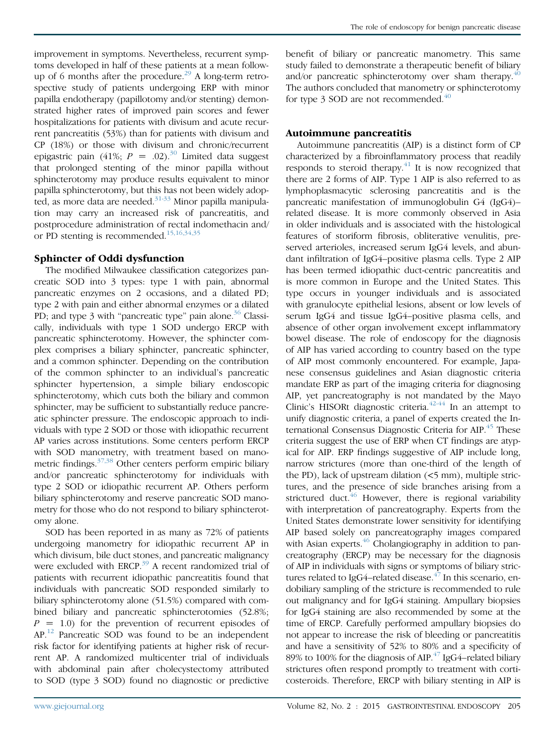improvement in symptoms. Nevertheless, recurrent symptoms developed in half of these patients at a mean follow-up of 6 months after the procedure.[29] A long-term retrospective study of patients undergoing ERP with minor papilla endotherapy (papillotomy and/or stenting) demonstrated higher rates of improved pain scores and fewer hospitalizations for patients with divisum and acute recurrent pancreatitis (53%) than for patients with divisum and CP (18%) or those with divisum and chronic/recurrent epigastric pain (41%; $P = .02$).[30] Limited data suggest that prolonged stenting of the minor papilla without sphincterotomy may produce results equivalent to minor papilla sphincterotomy, but this has not been widely adopted, as more data are needed.[31-33] Minor papilla manipulation may carry an increased risk of pancreatitis, and postprocedure administration of rectal indomethacin and/or PD stenting is recommended.[15,16,34,35]

## Sphincter of Oddi dysfunction

The modified Milwaukee classification categorizes pancreatic SOD into 3 types: type 1 with pain, abnormal pancreatic enzymes on 2 occasions, and a dilated PD; type 2 with pain and either abnormal enzymes or a dilated PD; and type 3 with "pancreatic type" pain alone.[36] Classically, individuals with type 1 SOD undergo ERCP with pancreatic sphincterotomy. However, the sphincter complex comprises a biliary sphincter, pancreatic sphincter, and a common sphincter. Depending on the contribution of the common sphincter to an individual's pancreatic sphincter hypertension, a simple biliary endoscopic sphincterotomy, which cuts both the biliary and common sphincter, may be sufficient to substantially reduce pancreatic sphincter pressure. The endoscopic approach to individuals with type 2 SOD or those with idiopathic recurrent AP varies across institutions. Some centers perform ERCP with SOD manometry, with treatment based on manometric findings.[37,38] Other centers perform empiric biliary and/or pancreatic sphincterotomy for individuals with type 2 SOD or idiopathic recurrent AP. Others perform biliary sphincterotomy and reserve pancreatic SOD manometry for those who do not respond to biliary sphincterotomy alone.

SOD has been reported in as many as 72% of patients undergoing manometry for idiopathic recurrent AP in which divisum, bile duct stones, and pancreatic malignancy were excluded with ERCP.[39] A recent randomized trial of patients with recurrent idiopathic pancreatitis found that individuals with pancreatic SOD responded similarly to biliary sphincterotomy alone (51.5%) compared with combined biliary and pancreatic sphincterotomies (52.8%; $P = 1.0$) for the prevention of recurrent episodes of AP.[12] Pancreatic SOD was found to be an independent risk factor for identifying patients at higher risk of recurrent AP. A randomized multicenter trial of individuals with abdominal pain after cholecystectomy attributed to SOD (type 3 SOD) found no diagnostic or predictive benefit of biliary or pancreatic manometry. This same study failed to demonstrate a therapeutic benefit of biliary and/or pancreatic sphincterotomy over sham therapy.[40] The authors concluded that manometry or sphincterotomy for type 3 SOD are not recommended.[40]

## Autoimmune pancreatitis

Autoimmune pancreatitis (AIP) is a distinct form of CP characterized by a fibroinflammatory process that readily responds to steroid therapy.[41] It is now recognized that there are 2 forms of AIP. Type 1 AIP is also referred to as lymphoplasmacytic sclerosing pancreatitis and is the pancreatic manifestation of immunoglobulin G4 (IgG4)–related disease. It is more commonly observed in Asia in older individuals and is associated with the histological features of storiform fibrosis, obliterative venulitis, preserved arterioles, increased serum IgG4 levels, and abundant infiltration of IgG4–positive plasma cells. Type 2 AIP has been termed idiopathic duct-centric pancreatitis and is more common in Europe and the United States. This type occurs in younger individuals and is associated with granulocyte epithelial lesions, absent or low levels of serum IgG4 and tissue IgG4–positive plasma cells, and absence of other organ involvement except inflammatory bowel disease. The role of endoscopy for the diagnosis of AIP has varied according to country based on the type of AIP most commonly encountered. For example, Japanese consensus guidelines and Asian diagnostic criteria mandate ERP as part of the imaging criteria for diagnosing AIP, yet pancreatography is not mandated by the Mayo Clinic's HISORt diagnostic criteria.[42-44] In an attempt to unify diagnostic criteria, a panel of experts created the International Consensus Diagnostic Criteria for AIP.[45] These criteria suggest the use of ERP when CT findings are atypical for AIP. ERP findings suggestive of AIP include long, narrow strictures (more than one-third of the length of the PD), lack of upstream dilation (<5 mm), multiple strictures, and the presence of side branches arising from a strictured duct.[46] However, there is regional variability with interpretation of pancreatography. Experts from the United States demonstrate lower sensitivity for identifying AIP based solely on pancreatography images compared with Asian experts.[46] Cholangiography in addition to pancreatography (ERCP) may be necessary for the diagnosis of AIP in individuals with signs or symptoms of biliary strictures related to IgG4–related disease.[47] In this scenario, endobiliary sampling of the stricture is recommended to rule out malignancy and for IgG4 staining. Ampullary biopsies for IgG4 staining are also recommended by some at the time of ERCP. Carefully performed ampullary biopsies do not appear to increase the risk of bleeding or pancreatitis and have a sensitivity of 52% to 80% and a specificity of 89% to 100% for the diagnosis of AIP.[47] IgG4–related biliary strictures often respond promptly to treatment with corticosteroids. Therefore, ERCP with biliary stenting in AIP is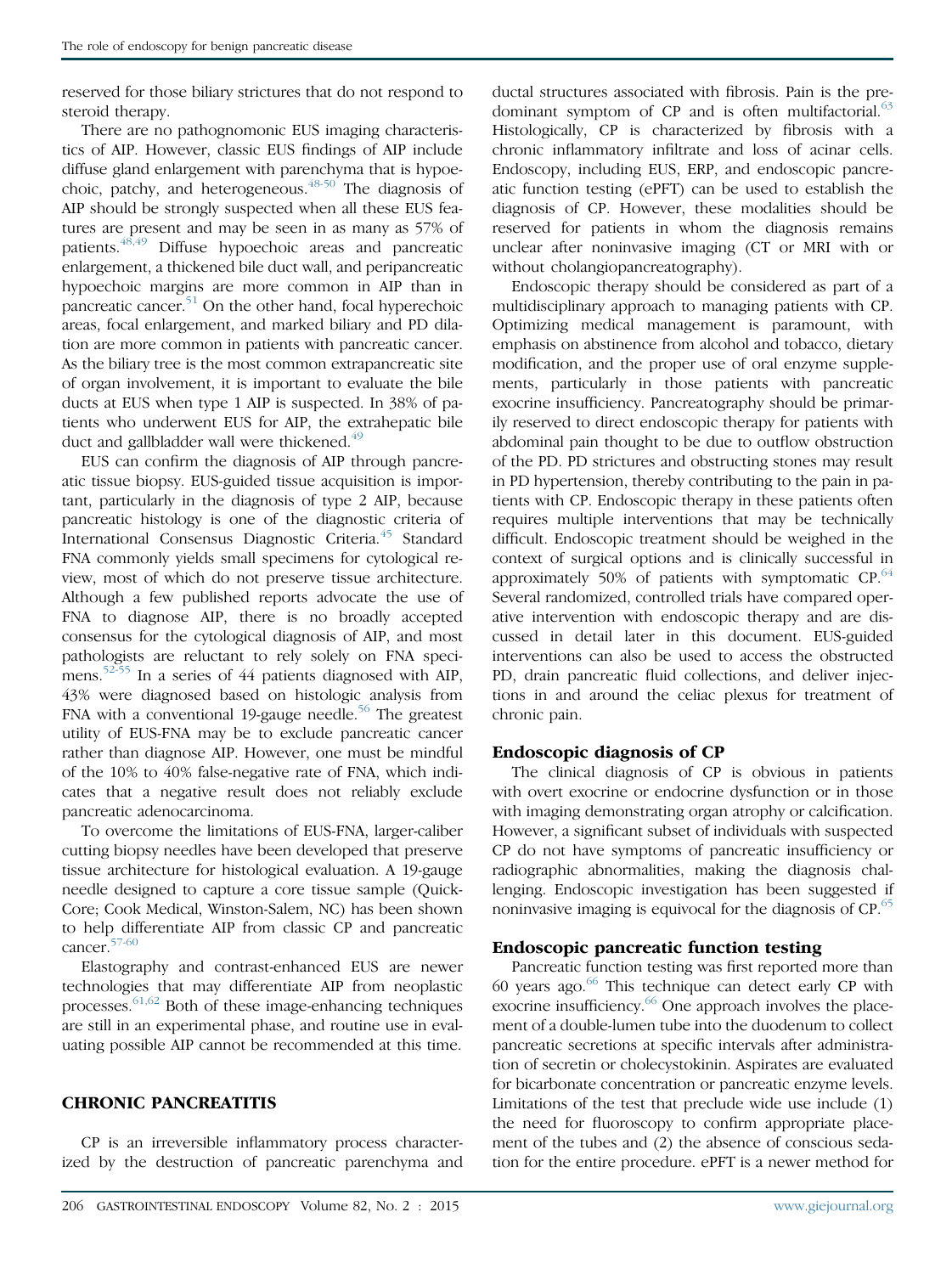reserved for those biliary strictures that do not respond to steroid therapy.

There are no pathognomonic EUS imaging characteristics of AIP. However, classic EUS findings of AIP include diffuse gland enlargement with parenchyma that is hypoechoic, patchy, and heterogeneous.[48-50] The diagnosis of AIP should be strongly suspected when all these EUS features are present and may be seen in as many as 57% of patients.[48,49] Diffuse hypoechoic areas and pancreatic enlargement, a thickened bile duct wall, and peripancreatic hypoechoic margins are more common in AIP than in pancreatic cancer.[51] On the other hand, focal hyperechoic areas, focal enlargement, and marked biliary and PD dilation are more common in patients with pancreatic cancer. As the biliary tree is the most common extrapancreatic site of organ involvement, it is important to evaluate the bile ducts at EUS when type 1 AIP is suspected. In 38% of patients who underwent EUS for AIP, the extrahepatic bile duct and gallbladder wall were thickened.[49]

EUS can confirm the diagnosis of AIP through pancreatic tissue biopsy. EUS-guided tissue acquisition is important, particularly in the diagnosis of type 2 AIP, because pancreatic histology is one of the diagnostic criteria of International Consensus Diagnostic Criteria.[45] Standard FNA commonly yields small specimens for cytological review, most of which do not preserve tissue architecture. Although a few published reports advocate the use of FNA to diagnose AIP, there is no broadly accepted consensus for the cytological diagnosis of AIP, and most pathologists are reluctant to rely solely on FNA specimens.[52-55] In a series of 44 patients diagnosed with AIP, 43% were diagnosed based on histologic analysis from FNA with a conventional 19-gauge needle.[56] The greatest utility of EUS-FNA may be to exclude pancreatic cancer rather than diagnose AIP. However, one must be mindful of the 10% to 40% false-negative rate of FNA, which indicates that a negative result does not reliably exclude pancreatic adenocarcinoma.

To overcome the limitations of EUS-FNA, larger-caliber cutting biopsy needles have been developed that preserve tissue architecture for histological evaluation. A 19-gauge needle designed to capture a core tissue sample (Quick-Core; Cook Medical, Winston-Salem, NC) has been shown to help differentiate AIP from classic CP and pancreatic cancer.[57-60]

Elastography and contrast-enhanced EUS are newer technologies that may differentiate AIP from neoplastic processes.[61,62] Both of these image-enhancing techniques are still in an experimental phase, and routine use in evaluating possible AIP cannot be recommended at this time.

## CHRONIC PANCREATITIS

CP is an irreversible inflammatory process characterized by the destruction of pancreatic parenchyma and ductal structures associated with fibrosis. Pain is the predominant symptom of CP and is often multifactorial.[63] Histologically, CP is characterized by fibrosis with a chronic inflammatory infiltrate and loss of acinar cells. Endoscopy, including EUS, ERP, and endoscopic pancreatic function testing (ePFT) can be used to establish the diagnosis of CP. However, these modalities should be reserved for patients in whom the diagnosis remains unclear after noninvasive imaging (CT or MRI with or without cholangiopancreatography).

Endoscopic therapy should be considered as part of a multidisciplinary approach to managing patients with CP. Optimizing medical management is paramount, with emphasis on abstinence from alcohol and tobacco, dietary modification, and the proper use of oral enzyme supplements, particularly in those patients with pancreatic exocrine insufficiency. Pancreatography should be primarily reserved to direct endoscopic therapy for patients with abdominal pain thought to be due to outflow obstruction of the PD. PD strictures and obstructing stones may result in PD hypertension, thereby contributing to the pain in patients with CP. Endoscopic therapy in these patients often requires multiple interventions that may be technically difficult. Endoscopic treatment should be weighed in the context of surgical options and is clinically successful in approximately 50% of patients with symptomatic CP.[64] Several randomized, controlled trials have compared operative intervention with endoscopic therapy and are discussed in detail later in this document. EUS-guided interventions can also be used to access the obstructed PD, drain pancreatic fluid collections, and deliver injections in and around the celiac plexus for treatment of chronic pain.

### Endoscopic diagnosis of CP

The clinical diagnosis of CP is obvious in patients with overt exocrine or endocrine dysfunction or in those with imaging demonstrating organ atrophy or calcification. However, a significant subset of individuals with suspected CP do not have symptoms of pancreatic insufficiency or radiographic abnormalities, making the diagnosis challenging. Endoscopic investigation has been suggested if noninvasive imaging is equivocal for the diagnosis of CP.[65]

### Endoscopic pancreatic function testing

Pancreatic function testing was first reported more than 60 years ago.[66] This technique can detect early CP with exocrine insufficiency.[66] One approach involves the placement of a double-lumen tube into the duodenum to collect pancreatic secretions at specific intervals after administration of secretin or cholecystokinin. Aspirates are evaluated for bicarbonate concentration or pancreatic enzyme levels. Limitations of the test that preclude wide use include (1) the need for fluoroscopy to confirm appropriate placement of the tubes and (2) the absence of conscious sedation for the entire procedure. ePFT is a newer method for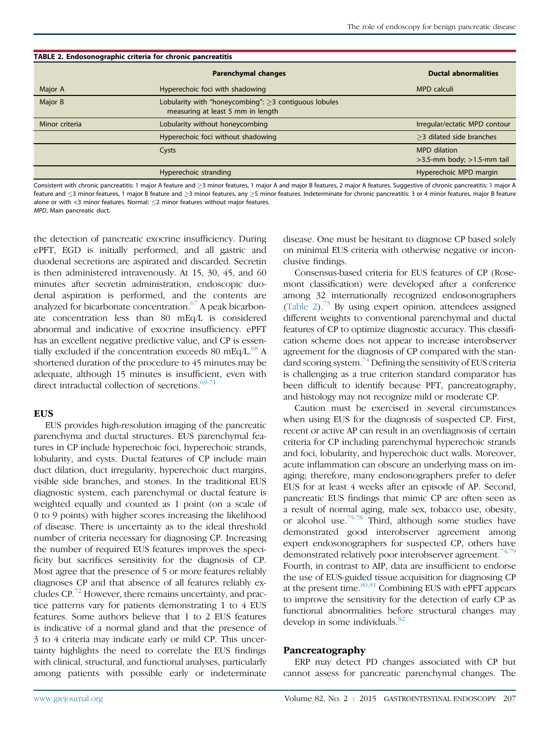**TABLE 2. Endosonographic criteria for chronic pancreatitis**

| | Parenchymal changes | Ductal abnormalities |
|---|---|---|
| Major A | Hyperechoic foci with shadowing | MPD calculi |
| Major B | Lobularity with "honeycombing": ≥3 contiguous lobules measuring at least 5 mm in length | |
| Minor criteria | Lobularity without honeycombing | Irregular/ectatic MPD contour |
| | Hyperechoic foci without shadowing | ≥3 dilated side branches |
| | Cysts | MPD dilation >3.5-mm body; >1.5-mm tail |
| | Hyperechoic stranding | Hyperechoic MPD margin |

Consistent with chronic pancreatitis: 1 major A feature and ≥3 minor features, 1 major A and major B features, 2 major A features. Suggestive of chronic pancreatitis: 1 major A feature and ≤3 minor features, 1 major B feature and ≥3 minor features, any ≥5 minor features. Indeterminate for chronic pancreatitis: 3 or 4 minor features, major B feature alone or with <3 minor features. Normal: ≤2 minor features without major features.
*MPD*, Main pancreatic duct.

the detection of pancreatic exocrine insufficiency. During ePFT, EGD is initially performed, and all gastric and duodenal secretions are aspirated and discarded. Secretin is then administered intravenously. At 15, 30, 45, and 60 minutes after secretin administration, endoscopic duodenal aspiration is performed, and the contents are analyzed for bicarbonate concentration.[67] A peak bicarbonate concentration less than 80 mEq/L is considered abnormal and indicative of exocrine insufficiency. ePFT has an excellent negative predictive value, and CP is essentially excluded if the concentration exceeds 80 mEq/L.[68] A shortened duration of the procedure to 45 minutes may be adequate, although 15 minutes is insufficient, even with direct intraductal collection of secretions.[69-71]

### EUS

EUS provides high-resolution imaging of the pancreatic parenchyma and ductal structures. EUS parenchymal features in CP include hyperechoic foci, hyperechoic strands, lobularity, and cysts. Ductal features of CP include main duct dilation, duct irregularity, hyperechoic duct margins, visible side branches, and stones. In the traditional EUS diagnostic system, each parenchymal or ductal feature is weighted equally and counted as 1 point (on a scale of 0 to 9 points) with higher scores increasing the likelihood of disease. There is uncertainty as to the ideal threshold number of criteria necessary for diagnosing CP. Increasing the number of required EUS features improves the specificity but sacrifices sensitivity for the diagnosis of CP. Most agree that the presence of 5 or more features reliably diagnoses CP and that absence of all features reliably excludes CP.[72] However, there remains uncertainty, and practice patterns vary for patients demonstrating 1 to 4 EUS features. Some authors believe that 1 to 2 EUS features is indicative of a normal gland and that the presence of 3 to 4 criteria may indicate early or mild CP. This uncertainty highlights the need to correlate the EUS findings with clinical, structural, and functional analyses, particularly among patients with possible early or indeterminate disease. One must be hesitant to diagnose CP based solely on minimal EUS criteria with otherwise negative or inconclusive findings.

Consensus-based criteria for EUS features of CP (Rosemont classification) were developed after a conference among 32 internationally recognized endosonographers (Table 2).[73] By using expert opinion, attendees assigned different weights to conventional parenchymal and ductal features of CP to optimize diagnostic accuracy. This classification scheme does not appear to increase interobserver agreement for the diagnosis of CP compared with the standard scoring system.[74] Defining the sensitivity of EUS criteria is challenging as a true criterion standard comparator has been difficult to identify because PFT, pancreatography, and histology may not recognize mild or moderate CP.

Caution must be exercised in several circumstances when using EUS for the diagnosis of suspected CP. First, recent or active AP can result in an overdiagnosis of certain criteria for CP including parenchymal hyperechoic strands and foci, lobularity, and hyperechoic duct walls. Moreover, acute inflammation can obscure an underlying mass on imaging; therefore, many endosonographers prefer to defer EUS for at least 4 weeks after an episode of AP. Second, pancreatic EUS findings that mimic CP are often seen as a result of normal aging, male sex, tobacco use, obesity, or alcohol use.[75-78] Third, although some studies have demonstrated good interobserver agreement among expert endosonographers for suspected CP, others have demonstrated relatively poor interobserver agreement.[74,79] Fourth, in contrast to AIP, data are insufficient to endorse the use of EUS-guided tissue acquisition for diagnosing CP at the present time.[80,81] Combining EUS with ePFT appears to improve the sensitivity for the detection of early CP as functional abnormalities before structural changes may develop in some individuals.[82]

### Pancreatography

ERP may detect PD changes associated with CP but cannot assess for pancreatic parenchymal changes. The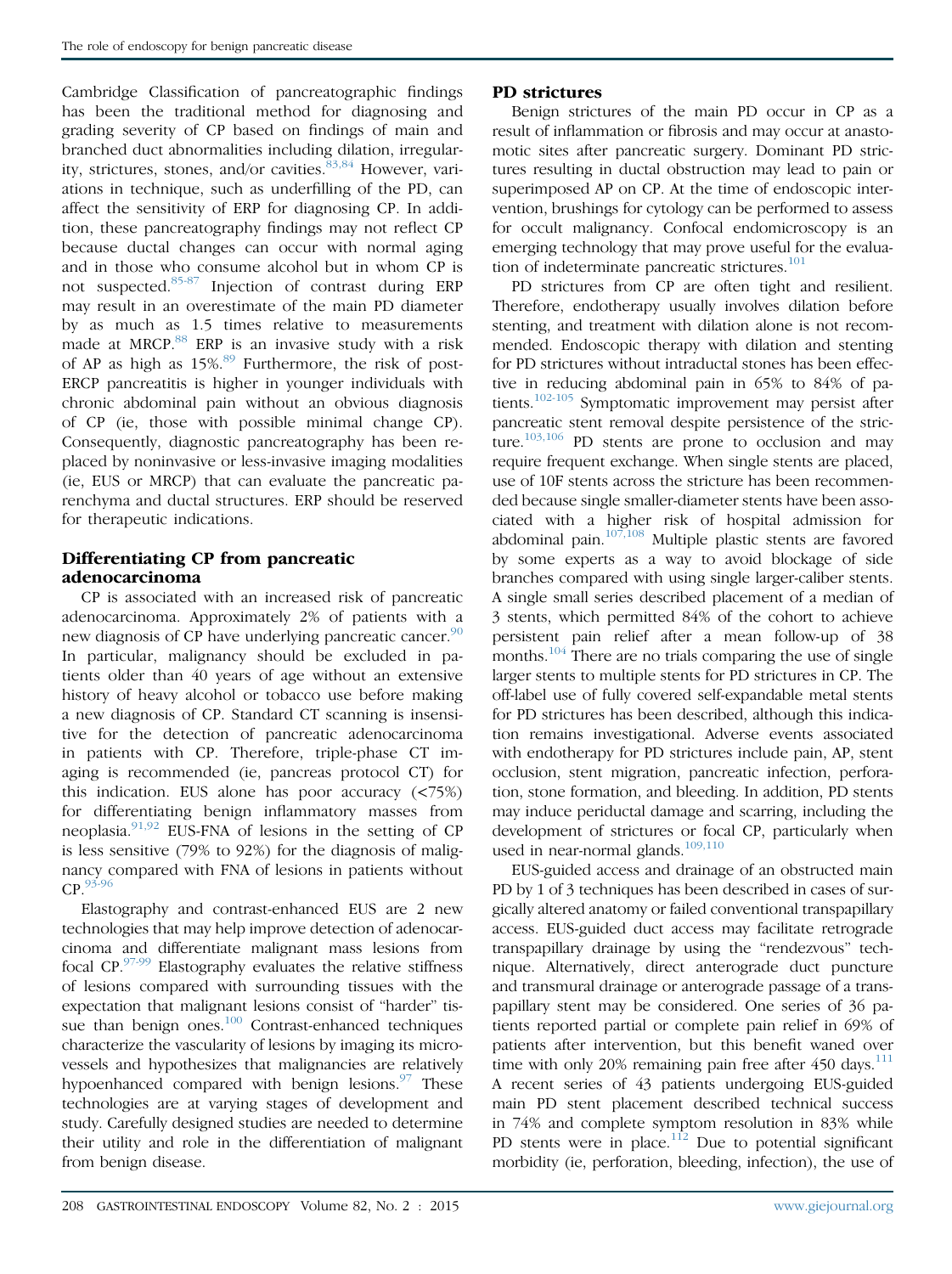Cambridge Classification of pancreatographic findings has been the traditional method for diagnosing and grading severity of CP based on findings of main and branched duct abnormalities including dilation, irregularity, strictures, stones, and/or cavities.[83,84] However, variations in technique, such as underfilling of the PD, can affect the sensitivity of ERP for diagnosing CP. In addition, these pancreatography findings may not reflect CP because ductal changes can occur with normal aging and in those who consume alcohol but in whom CP is not suspected.[85-87] Injection of contrast during ERP may result in an overestimate of the main PD diameter by as much as 1.5 times relative to measurements made at MRCP.[88] ERP is an invasive study with a risk of AP as high as 15%.[89] Furthermore, the risk of post-ERCP pancreatitis is higher in younger individuals with chronic abdominal pain without an obvious diagnosis of CP (ie, those with possible minimal change CP). Consequently, diagnostic pancreatography has been replaced by noninvasive or less-invasive imaging modalities (ie, EUS or MRCP) that can evaluate the pancreatic parenchyma and ductal structures. ERP should be reserved for therapeutic indications.

## Differentiating CP from pancreatic adenocarcinoma

CP is associated with an increased risk of pancreatic adenocarcinoma. Approximately 2% of patients with a new diagnosis of CP have underlying pancreatic cancer.[90] In particular, malignancy should be excluded in patients older than 40 years of age without an extensive history of heavy alcohol or tobacco use before making a new diagnosis of CP. Standard CT scanning is insensitive for the detection of pancreatic adenocarcinoma in patients with CP. Therefore, triple-phase CT imaging is recommended (ie, pancreas protocol CT) for this indication. EUS alone has poor accuracy (<75%) for differentiating benign inflammatory masses from neoplasia.[91,92] EUS-FNA of lesions in the setting of CP is less sensitive (79% to 92%) for the diagnosis of malignancy compared with FNA of lesions in patients without CP.[93-96]

Elastography and contrast-enhanced EUS are 2 new technologies that may help improve detection of adenocarcinoma and differentiate malignant mass lesions from focal CP.[97-99] Elastography evaluates the relative stiffness of lesions compared with surrounding tissues with the expectation that malignant lesions consist of "harder" tissue than benign ones.[100] Contrast-enhanced techniques characterize the vascularity of lesions by imaging its microvessels and hypothesizes that malignancies are relatively hypoenhanced compared with benign lesions.[97] These technologies are at varying stages of development and study. Carefully designed studies are needed to determine their utility and role in the differentiation of malignant from benign disease.

## PD strictures

Benign strictures of the main PD occur in CP as a result of inflammation or fibrosis and may occur at anastomotic sites after pancreatic surgery. Dominant PD strictures resulting in ductal obstruction may lead to pain or superimposed AP on CP. At the time of endoscopic intervention, brushings for cytology can be performed to assess for occult malignancy. Confocal endomicroscopy is an emerging technology that may prove useful for the evaluation of indeterminate pancreatic strictures.[101]

PD strictures from CP are often tight and resilient. Therefore, endotherapy usually involves dilation before stenting, and treatment with dilation alone is not recommended. Endoscopic therapy with dilation and stenting for PD strictures without intraductal stones has been effective in reducing abdominal pain in 65% to 84% of patients.[102-105] Symptomatic improvement may persist after pancreatic stent removal despite persistence of the stricture.[103,106] PD stents are prone to occlusion and may require frequent exchange. When single stents are placed, use of 10F stents across the stricture has been recommended because single smaller-diameter stents have been associated with a higher risk of hospital admission for abdominal pain.[107,108] Multiple plastic stents are favored by some experts as a way to avoid blockage of side branches compared with using single larger-caliber stents. A single small series described placement of a median of 3 stents, which permitted 84% of the cohort to achieve persistent pain relief after a mean follow-up of 38 months.[104] There are no trials comparing the use of single larger stents to multiple stents for PD strictures in CP. The off-label use of fully covered self-expandable metal stents for PD strictures has been described, although this indication remains investigational. Adverse events associated with endotherapy for PD strictures include pain, AP, stent occlusion, stent migration, pancreatic infection, perforation, stone formation, and bleeding. In addition, PD stents may induce periductal damage and scarring, including the development of strictures or focal CP, particularly when used in near-normal glands.[109,110]

EUS-guided access and drainage of an obstructed main PD by 1 of 3 techniques has been described in cases of surgically altered anatomy or failed conventional transpapillary access. EUS-guided duct access may facilitate retrograde transpapillary drainage by using the "rendezvous" technique. Alternatively, direct anterograde duct puncture and transmural drainage or anterograde passage of a transpapillary stent may be considered. One series of 36 patients reported partial or complete pain relief in 69% of patients after intervention, but this benefit waned over time with only 20% remaining pain free after 450 days.[111] A recent series of 43 patients undergoing EUS-guided main PD stent placement described technical success in 74% and complete symptom resolution in 83% while PD stents were in place.[112] Due to potential significant morbidity (ie, perforation, bleeding, infection), the use of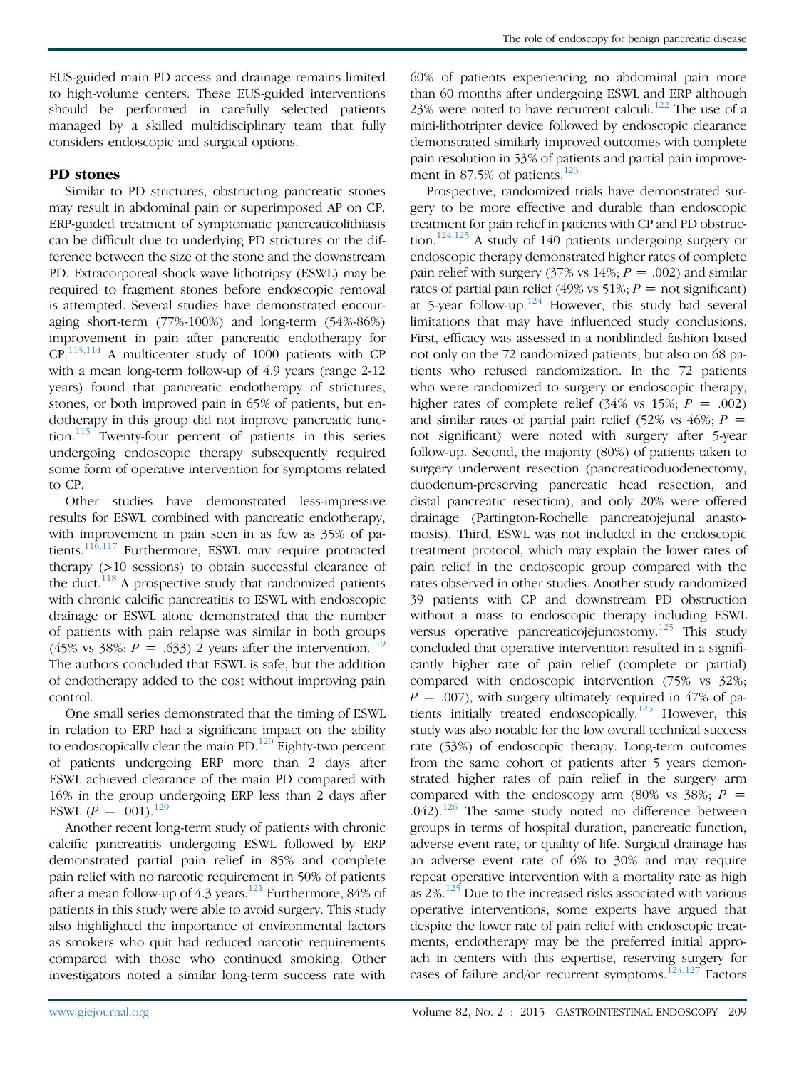EUS-guided main PD access and drainage remains limited to high-volume centers. These EUS-guided interventions should be performed in carefully selected patients managed by a skilled multidisciplinary team that fully considers endoscopic and surgical options.

## PD stones

Similar to PD strictures, obstructing pancreatic stones may result in abdominal pain or superimposed AP on CP. ERP-guided treatment of symptomatic pancreaticolithiasis can be difficult due to underlying PD strictures or the difference between the size of the stone and the downstream PD. Extracorporeal shock wave lithotripsy (ESWL) may be required to fragment stones before endoscopic removal is attempted. Several studies have demonstrated encouraging short-term (77%-100%) and long-term (54%-86%) improvement in pain after pancreatic endotherapy for CP.[113,114] A multicenter study of 1000 patients with CP with a mean long-term follow-up of 4.9 years (range 2-12 years) found that pancreatic endotherapy of strictures, stones, or both improved pain in 65% of patients, but endotherapy in this group did not improve pancreatic function.[115] Twenty-four percent of patients in this series undergoing endoscopic therapy subsequently required some form of operative intervention for symptoms related to CP.

Other studies have demonstrated less-impressive results for ESWL combined with pancreatic endotherapy, with improvement in pain seen in as few as 35% of patients.[116,117] Furthermore, ESWL may require protracted therapy (>10 sessions) to obtain successful clearance of the duct.[118] A prospective study that randomized patients with chronic calcific pancreatitis to ESWL with endoscopic drainage or ESWL alone demonstrated that the number of patients with pain relapse was similar in both groups (45% vs 38%; $P = .633$) 2 years after the intervention.[119] The authors concluded that ESWL is safe, but the addition of endotherapy added to the cost without improving pain control.

One small series demonstrated that the timing of ESWL in relation to ERP had a significant impact on the ability to endoscopically clear the main PD.[120] Eighty-two percent of patients undergoing ERP more than 2 days after ESWL achieved clearance of the main PD compared with 16% in the group undergoing ERP less than 2 days after ESWL ($P = .001$).[120]

Another recent long-term study of patients with chronic calcific pancreatitis undergoing ESWL followed by ERP demonstrated partial pain relief in 85% and complete pain relief with no narcotic requirement in 50% of patients after a mean follow-up of 4.3 years.[121] Furthermore, 84% of patients in this study were able to avoid surgery. This study also highlighted the importance of environmental factors as smokers who quit had reduced narcotic requirements compared with those who continued smoking. Other investigators noted a similar long-term success rate with 60% of patients experiencing no abdominal pain more than 60 months after undergoing ESWL and ERP although 23% were noted to have recurrent calculi.[122] The use of a mini-lithotripter device followed by endoscopic clearance demonstrated similarly improved outcomes with complete pain resolution in 53% of patients and partial pain improvement in 87.5% of patients.[123]

Prospective, randomized trials have demonstrated surgery to be more effective and durable than endoscopic treatment for pain relief in patients with CP and PD obstruction.[124,125] A study of 140 patients undergoing surgery or endoscopic therapy demonstrated higher rates of complete pain relief with surgery (37% vs 14%; $P = .002$) and similar rates of partial pain relief (49% vs 51%; $P$ = not significant) at 5-year follow-up.[124] However, this study had several limitations that may have influenced study conclusions. First, efficacy was assessed in a nonblinded fashion based not only on the 72 randomized patients, but also on 68 patients who refused randomization. In the 72 patients who were randomized to surgery or endoscopic therapy, higher rates of complete relief (34% vs 15%; $P = .002$) and similar rates of partial pain relief (52% vs 46%; $P$ = not significant) were noted with surgery after 5-year follow-up. Second, the majority (80%) of patients taken to surgery underwent resection (pancreaticoduodenectomy, duodenum-preserving pancreatic head resection, and distal pancreatic resection), and only 20% were offered drainage (Partington-Rochelle pancreatojejunal anastomosis). Third, ESWL was not included in the endoscopic treatment protocol, which may explain the lower rates of pain relief in the endoscopic group compared with the rates observed in other studies. Another study randomized 39 patients with CP and downstream PD obstruction without a mass to endoscopic therapy including ESWL versus operative pancreaticojejunostomy.[125] This study concluded that operative intervention resulted in a significantly higher rate of pain relief (complete or partial) compared with endoscopic intervention (75% vs 32%; $P = .007$), with surgery ultimately required in 47% of patients initially treated endoscopically.[125] However, this study was also notable for the low overall technical success rate (53%) of endoscopic therapy. Long-term outcomes from the same cohort of patients after 5 years demonstrated higher rates of pain relief in the surgery arm compared with the endoscopy arm (80% vs 38%; $P = .042$).[126] The same study noted no difference between groups in terms of hospital duration, pancreatic function, adverse event rate, or quality of life. Surgical drainage has an adverse event rate of 6% to 30% and may require repeat operative intervention with a mortality rate as high as 2%.[125] Due to the increased risks associated with various operative interventions, some experts have argued that despite the lower rate of pain relief with endoscopic treatments, endotherapy may be the preferred initial approach in centers with this expertise, reserving surgery for cases of failure and/or recurrent symptoms.[124,127] Factors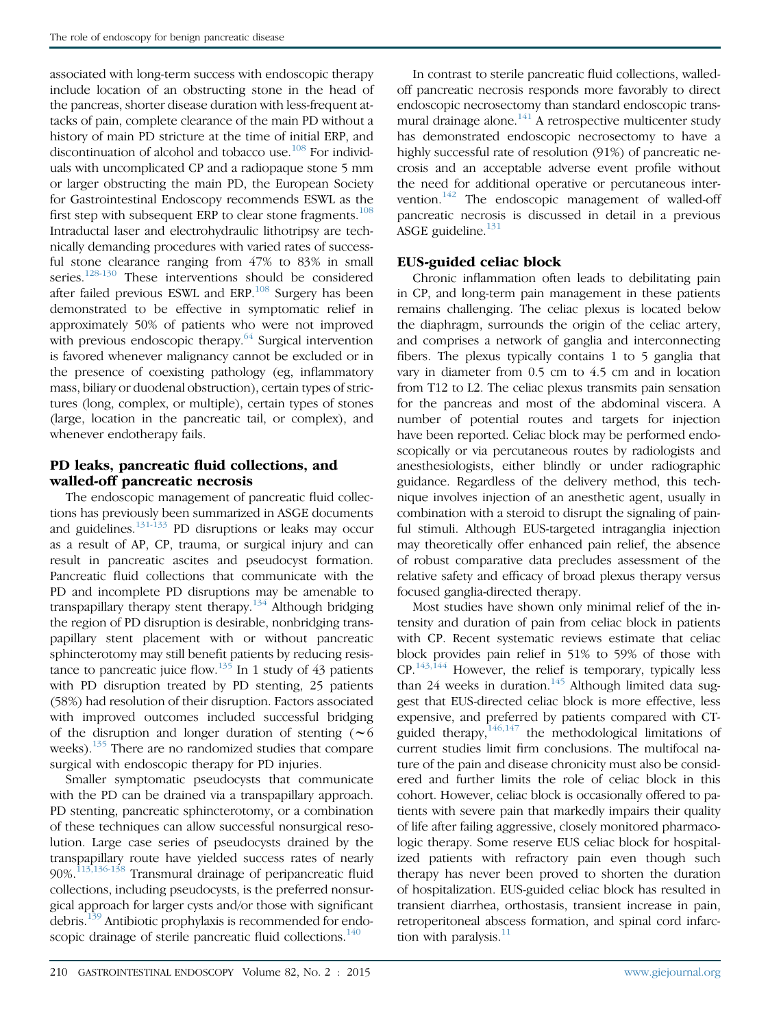associated with long-term success with endoscopic therapy include location of an obstructing stone in the head of the pancreas, shorter disease duration with less-frequent attacks of pain, complete clearance of the main PD without a history of main PD stricture at the time of initial ERP, and discontinuation of alcohol and tobacco use.[108] For individuals with uncomplicated CP and a radiopaque stone 5 mm or larger obstructing the main PD, the European Society for Gastrointestinal Endoscopy recommends ESWL as the first step with subsequent ERP to clear stone fragments.[108] Intraductal laser and electrohydraulic lithotripsy are technically demanding procedures with varied rates of successful stone clearance ranging from 47% to 83% in small series.[128-130] These interventions should be considered after failed previous ESWL and ERP.[108] Surgery has been demonstrated to be effective in symptomatic relief in approximately 50% of patients who were not improved with previous endoscopic therapy.[64] Surgical intervention is favored whenever malignancy cannot be excluded or in the presence of coexisting pathology (eg, inflammatory mass, biliary or duodenal obstruction), certain types of strictures (long, complex, or multiple), certain types of stones (large, location in the pancreatic tail, or complex), and whenever endotherapy fails.

## PD leaks, pancreatic fluid collections, and walled-off pancreatic necrosis

The endoscopic management of pancreatic fluid collections has previously been summarized in ASGE documents and guidelines.[131-133] PD disruptions or leaks may occur as a result of AP, CP, trauma, or surgical injury and can result in pancreatic ascites and pseudocyst formation. Pancreatic fluid collections that communicate with the PD and incomplete PD disruptions may be amenable to transpapillary therapy stent therapy.[134] Although bridging the region of PD disruption is desirable, nonbridging transpapillary stent placement with or without pancreatic sphincterotomy may still benefit patients by reducing resistance to pancreatic juice flow.[135] In 1 study of 43 patients with PD disruption treated by PD stenting, 25 patients (58%) had resolution of their disruption. Factors associated with improved outcomes included successful bridging of the disruption and longer duration of stenting (~6 weeks).[135] There are no randomized studies that compare surgical with endoscopic therapy for PD injuries.

Smaller symptomatic pseudocysts that communicate with the PD can be drained via a transpapillary approach. PD stenting, pancreatic sphincterotomy, or a combination of these techniques can allow successful nonsurgical resolution. Large case series of pseudocysts drained by the transpapillary route have yielded success rates of nearly 90%.[113,136-138] Transmural drainage of peripancreatic fluid collections, including pseudocysts, is the preferred nonsurgical approach for larger cysts and/or those with significant debris.[139] Antibiotic prophylaxis is recommended for endoscopic drainage of sterile pancreatic fluid collections.[140]

In contrast to sterile pancreatic fluid collections, walled-off pancreatic necrosis responds more favorably to direct endoscopic necrosectomy than standard endoscopic transmural drainage alone.[141] A retrospective multicenter study has demonstrated endoscopic necrosectomy to have a highly successful rate of resolution (91%) of pancreatic necrosis and an acceptable adverse event profile without the need for additional operative or percutaneous intervention.[142] The endoscopic management of walled-off pancreatic necrosis is discussed in detail in a previous ASGE guideline.[131]

## EUS-guided celiac block

Chronic inflammation often leads to debilitating pain in CP, and long-term pain management in these patients remains challenging. The celiac plexus is located below the diaphragm, surrounds the origin of the celiac artery, and comprises a network of ganglia and interconnecting fibers. The plexus typically contains 1 to 5 ganglia that vary in diameter from 0.5 cm to 4.5 cm and in location from T12 to L2. The celiac plexus transmits pain sensation for the pancreas and most of the abdominal viscera. A number of potential routes and targets for injection have been reported. Celiac block may be performed endoscopically or via percutaneous routes by radiologists and anesthesiologists, either blindly or under radiographic guidance. Regardless of the delivery method, this technique involves injection of an anesthetic agent, usually in combination with a steroid to disrupt the signaling of painful stimuli. Although EUS-targeted intraganglia injection may theoretically offer enhanced pain relief, the absence of robust comparative data precludes assessment of the relative safety and efficacy of broad plexus therapy versus focused ganglia-directed therapy.

Most studies have shown only minimal relief of the intensity and duration of pain from celiac block in patients with CP. Recent systematic reviews estimate that celiac block provides pain relief in 51% to 59% of those with CP.[143,144] However, the relief is temporary, typically less than 24 weeks in duration.[145] Although limited data suggest that EUS-directed celiac block is more effective, less expensive, and preferred by patients compared with CT-guided therapy,[146,147] the methodological limitations of current studies limit firm conclusions. The multifocal nature of the pain and disease chronicity must also be considered and further limits the role of celiac block in this cohort. However, celiac block is occasionally offered to patients with severe pain that markedly impairs their quality of life after failing aggressive, closely monitored pharmacologic therapy. Some reserve EUS celiac block for hospitalized patients with refractory pain even though such therapy has never been proved to shorten the duration of hospitalization. EUS-guided celiac block has resulted in transient diarrhea, orthostasis, transient increase in pain, retroperitoneal abscess formation, and spinal cord infarction with paralysis.[11]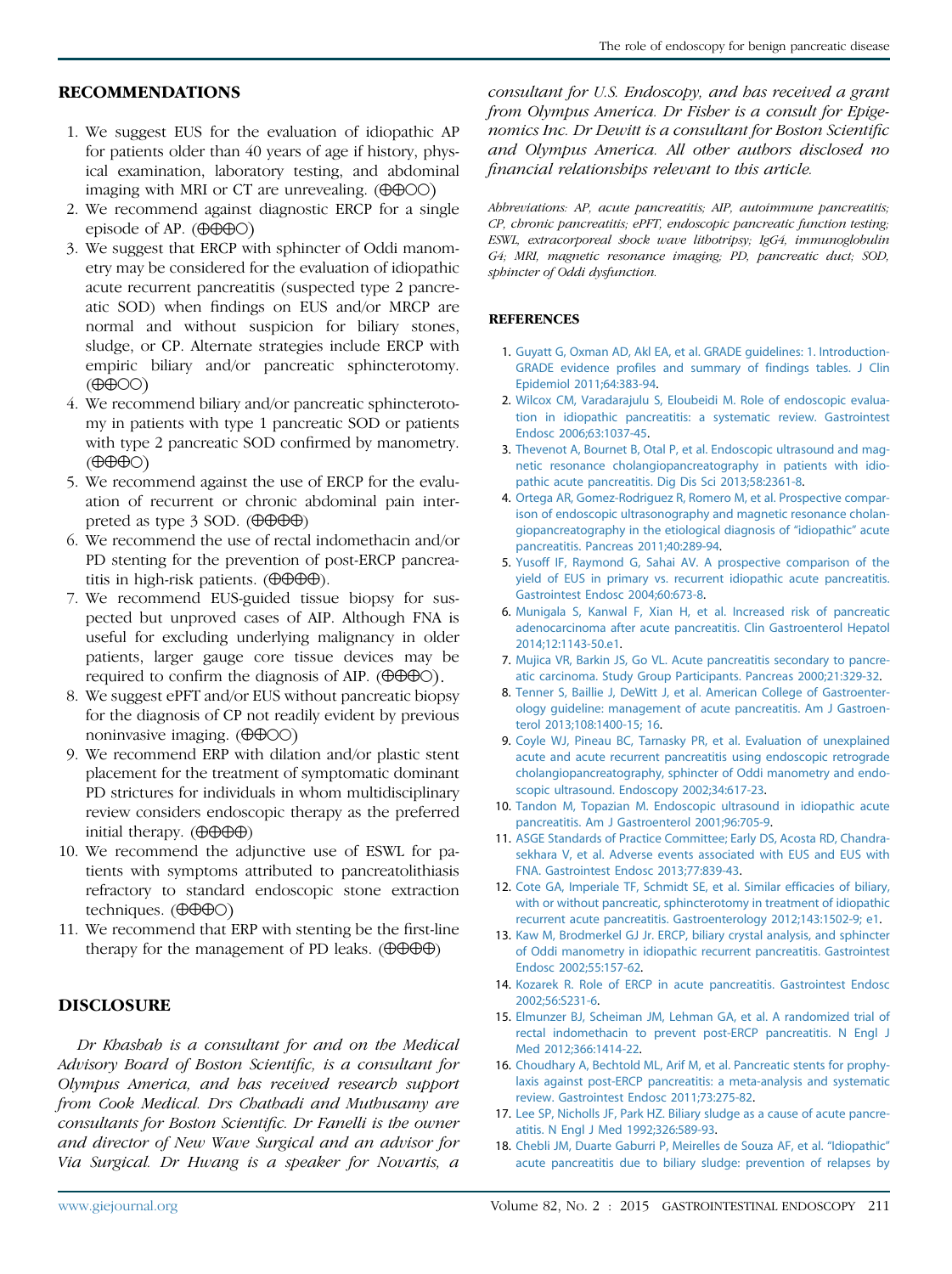## RECOMMENDATIONS

1. We suggest EUS for the evaluation of idiopathic AP for patients older than 40 years of age if history, physical examination, laboratory testing, and abdominal imaging with MRI or CT are unrevealing. (⊕⊕○○)
2. We recommend against diagnostic ERCP for a single episode of AP. (⊕⊕⊕○)
3. We suggest that ERCP with sphincter of Oddi manometry may be considered for the evaluation of idiopathic acute recurrent pancreatitis (suspected type 2 pancreatic SOD) when findings on EUS and/or MRCP are normal and without suspicion for biliary stones, sludge, or CP. Alternate strategies include ERCP with empiric biliary and/or pancreatic sphincterotomy. (⊕⊕○○)
4. We recommend biliary and/or pancreatic sphincterotomy in patients with type 1 pancreatic SOD or patients with type 2 pancreatic SOD confirmed by manometry. (⊕⊕⊕○)
5. We recommend against the use of ERCP for the evaluation of recurrent or chronic abdominal pain interpreted as type 3 SOD. (⊕⊕⊕⊕)
6. We recommend the use of rectal indomethacin and/or PD stenting for the prevention of post-ERCP pancreatitis in high-risk patients. (⊕⊕⊕⊕).
7. We recommend EUS-guided tissue biopsy for suspected but unproved cases of AIP. Although FNA is useful for excluding underlying malignancy in older patients, larger gauge core tissue devices may be required to confirm the diagnosis of AIP. (⊕⊕⊕○).
8. We suggest ePFT and/or EUS without pancreatic biopsy for the diagnosis of CP not readily evident by previous noninvasive imaging. (⊕⊕○○)
9. We recommend ERP with dilation and/or plastic stent placement for the treatment of symptomatic dominant PD strictures for individuals in whom multidisciplinary review considers endoscopic therapy as the preferred initial therapy. (⊕⊕⊕⊕)
10. We recommend the adjunctive use of ESWL for patients with symptoms attributed to pancreatolithiasis refractory to standard endoscopic stone extraction techniques. (⊕⊕⊕○)
11. We recommend that ERP with stenting be the first-line therapy for the management of PD leaks. (⊕⊕⊕⊕)

## DISCLOSURE

*Dr Khashab is a consultant for and on the Medical Advisory Board of Boston Scientific, is a consultant for Olympus America, and has received research support from Cook Medical. Drs Chathadi and Muthusamy are consultants for Boston Scientific. Dr Fanelli is the owner and director of New Wave Surgical and an advisor for Via Surgical. Dr Hwang is a speaker for Novartis, a consultant for U.S. Endoscopy, and has received a grant from Olympus America. Dr Fisher is a consult for Epigenomics Inc. Dr Dewitt is a consultant for Boston Scientific and Olympus America. All other authors disclosed no financial relationships relevant to this article.*

*Abbreviations: AP, acute pancreatitis; AIP, autoimmune pancreatitis; CP, chronic pancreatitis; ePFT, endoscopic pancreatic function testing; ESWL, extracorporeal shock wave lithotripsy; IgG4, immunoglobulin G4; MRI, magnetic resonance imaging; PD, pancreatic duct; SOD, sphincter of Oddi dysfunction.*

## REFERENCES

1. Guyatt G, Oxman AD, Akl EA, et al. GRADE guidelines: 1. Introduction-GRADE evidence profiles and summary of findings tables. J Clin Epidemiol 2011;64:383-94.
2. Wilcox CM, Varadarajulu S, Eloubeidi M. Role of endoscopic evaluation in idiopathic pancreatitis: a systematic review. Gastrointest Endosc 2006;63:1037-45.
3. Thevenot A, Bournet B, Otal P, et al. Endoscopic ultrasound and magnetic resonance cholangiopancreatography in patients with idiopathic acute pancreatitis. Dig Dis Sci 2013;58:2361-8.
4. Ortega AR, Gomez-Rodriguez R, Romero M, et al. Prospective comparison of endoscopic ultrasonography and magnetic resonance cholangiopancreatography in the etiological diagnosis of "idiopathic" acute pancreatitis. Pancreas 2011;40:289-94.
5. Yusoff IF, Raymond G, Sahai AV. A prospective comparison of the yield of EUS in primary vs. recurrent idiopathic acute pancreatitis. Gastrointest Endosc 2004;60:673-8.
6. Munigala S, Kanwal F, Xian H, et al. Increased risk of pancreatic adenocarcinoma after acute pancreatitis. Clin Gastroenterol Hepatol 2014;12:1143-50.e1.
7. Mujica VR, Barkin JS, Go VL. Acute pancreatitis secondary to pancreatic carcinoma. Study Group Participants. Pancreas 2000;21:329-32.
8. Tenner S, Baillie J, DeWitt J, et al. American College of Gastroenterology guideline: management of acute pancreatitis. Am J Gastroenterol 2013;108:1400-15; 16.
9. Coyle WJ, Pineau BC, Tarnasky PR, et al. Evaluation of unexplained acute and acute recurrent pancreatitis using endoscopic retrograde cholangiopancreatography, sphincter of Oddi manometry and endoscopic ultrasound. Endoscopy 2002;34:617-23.
10. Tandon M, Topazian M. Endoscopic ultrasound in idiopathic acute pancreatitis. Am J Gastroenterol 2001;96:705-9.
11. ASGE Standards of Practice Committee; Early DS, Acosta RD, Chandrasekhara V, et al. Adverse events associated with EUS and EUS with FNA. Gastrointest Endosc 2013;77:839-43.
12. Cote GA, Imperiale TF, Schmidt SE, et al. Similar efficacies of biliary, with or without pancreatic, sphincterotomy in treatment of idiopathic recurrent acute pancreatitis. Gastroenterology 2012;143:1502-9; e1.
13. Kaw M, Brodmerkel GJ Jr. ERCP, biliary crystal analysis, and sphincter of Oddi manometry in idiopathic recurrent pancreatitis. Gastrointest Endosc 2002;55:157-62.
14. Kozarek R. Role of ERCP in acute pancreatitis. Gastrointest Endosc 2002;56:S231-6.
15. Elmunzer BJ, Scheiman JM, Lehman GA, et al. A randomized trial of rectal indomethacin to prevent post-ERCP pancreatitis. N Engl J Med 2012;366:1414-22.
16. Choudhary A, Bechtold ML, Arif M, et al. Pancreatic stents for prophylaxis against post-ERCP pancreatitis: a meta-analysis and systematic review. Gastrointest Endosc 2011;73:275-82.
17. Lee SP, Nicholls JF, Park HZ. Biliary sludge as a cause of acute pancreatitis. N Engl J Med 1992;326:589-93.
18. Chebli JM, Duarte Gaburri P, Meirelles de Souza AF, et al. "Idiopathic" acute pancreatitis due to biliary sludge: prevention of relapses by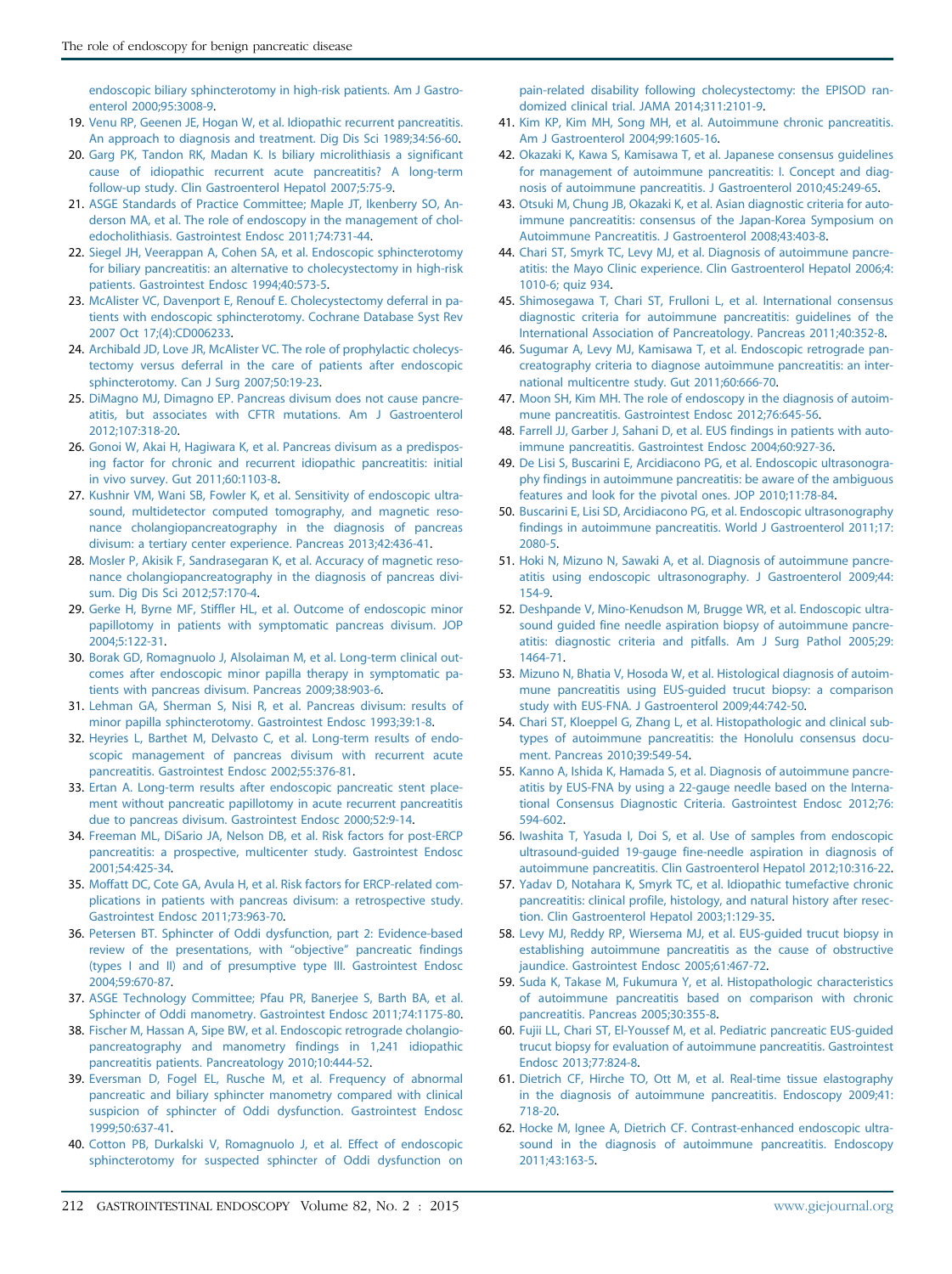endoscopic biliary sphincterotomy in high-risk patients. Am J Gastroenterol 2000;95:3008-9.

19. Venu RP, Geenen JE, Hogan W, et al. Idiopathic recurrent pancreatitis. An approach to diagnosis and treatment. Dig Dis Sci 1989;34:56-60.
20. Garg PK, Tandon RK, Madan K. Is biliary microlithiasis a significant cause of idiopathic recurrent acute pancreatitis? A long-term follow-up study. Clin Gastroenterol Hepatol 2007;5:75-9.
21. ASGE Standards of Practice Committee; Maple JT, Ikenberry SO, Anderson MA, et al. The role of endoscopy in the management of choledocholithiasis. Gastrointest Endosc 2011;74:731-44.
22. Siegel JH, Veerappan A, Cohen SA, et al. Endoscopic sphincterotomy for biliary pancreatitis: an alternative to cholecystectomy in high-risk patients. Gastrointest Endosc 1994;40:573-5.
23. McAlister VC, Davenport E, Renouf E. Cholecystectomy deferral in patients with endoscopic sphincterotomy. Cochrane Database Syst Rev 2007 Oct 17;(4):CD006233.
24. Archibald JD, Love JR, McAlister VC. The role of prophylactic cholecystectomy versus deferral in the care of patients after endoscopic sphincterotomy. Can J Surg 2007;50:19-23.
25. DiMagno MJ, Dimagno EP. Pancreas divisum does not cause pancreatitis, but associates with CFTR mutations. Am J Gastroenterol 2012;107:318-20.
26. Gonoi W, Akai H, Hagiwara K, et al. Pancreas divisum as a predisposing factor for chronic and recurrent idiopathic pancreatitis: initial in vivo survey. Gut 2011;60:1103-8.
27. Kushnir VM, Wani SB, Fowler K, et al. Sensitivity of endoscopic ultrasound, multidetector computed tomography, and magnetic resonance cholangiopancreatography in the diagnosis of pancreas divisum: a tertiary center experience. Pancreas 2013;42:436-41.
28. Mosler P, Akisik F, Sandrasegaran K, et al. Accuracy of magnetic resonance cholangiopancreatography in the diagnosis of pancreas divisum. Dig Dis Sci 2012;57:170-4.
29. Gerke H, Byrne MF, Stiffler HL, et al. Outcome of endoscopic minor papillotomy in patients with symptomatic pancreas divisum. JOP 2004;5:122-31.
30. Borak GD, Romagnuolo J, Alsolaiman M, et al. Long-term clinical outcomes after endoscopic minor papilla therapy in symptomatic patients with pancreas divisum. Pancreas 2009;38:903-6.
31. Lehman GA, Sherman S, Nisi R, et al. Pancreas divisum: results of minor papilla sphincterotomy. Gastrointest Endosc 1993;39:1-8.
32. Heyries L, Barthet M, Delvasto C, et al. Long-term results of endoscopic management of pancreas divisum with recurrent acute pancreatitis. Gastrointest Endosc 2002;55:376-81.
33. Ertan A. Long-term results after endoscopic pancreatic stent placement without pancreatic papillotomy in acute recurrent pancreatitis due to pancreas divisum. Gastrointest Endosc 2000;52:9-14.
34. Freeman ML, DiSario JA, Nelson DB, et al. Risk factors for post-ERCP pancreatitis: a prospective, multicenter study. Gastrointest Endosc 2001;54:425-34.
35. Moffatt DC, Cote GA, Avula H, et al. Risk factors for ERCP-related complications in patients with pancreas divisum: a retrospective study. Gastrointest Endosc 2011;73:963-70.
36. Petersen BT. Sphincter of Oddi dysfunction, part 2: Evidence-based review of the presentations, with "objective" pancreatic findings (types I and II) and of presumptive type III. Gastrointest Endosc 2004;59:670-87.
37. ASGE Technology Committee; Pfau PR, Banerjee S, Barth BA, et al. Sphincter of Oddi manometry. Gastrointest Endosc 2011;74:1175-80.
38. Fischer M, Hassan A, Sipe BW, et al. Endoscopic retrograde cholangiopancreatography and manometry findings in 1,241 idiopathic pancreatitis patients. Pancreatology 2010;10:444-52.
39. Eversman D, Fogel EL, Rusche M, et al. Frequency of abnormal pancreatic and biliary sphincter manometry compared with clinical suspicion of sphincter of Oddi dysfunction. Gastrointest Endosc 1999;50:637-41.
40. Cotton PB, Durkalski V, Romagnuolo J, et al. Effect of endoscopic sphincterotomy for suspected sphincter of Oddi dysfunction on pain-related disability following cholecystectomy: the EPISOD randomized clinical trial. JAMA 2014;311:2101-9.
41. Kim KP, Kim MH, Song MH, et al. Autoimmune chronic pancreatitis. Am J Gastroenterol 2004;99:1605-16.
42. Okazaki K, Kawa S, Kamisawa T, et al. Japanese consensus guidelines for management of autoimmune pancreatitis: I. Concept and diagnosis of autoimmune pancreatitis. J Gastroenterol 2010;45:249-65.
43. Otsuki M, Chung JB, Okazaki K, et al. Asian diagnostic criteria for autoimmune pancreatitis: consensus of the Japan-Korea Symposium on Autoimmune Pancreatitis. J Gastroenterol 2008;43:403-8.
44. Chari ST, Smyrk TC, Levy MJ, et al. Diagnosis of autoimmune pancreatitis: the Mayo Clinic experience. Clin Gastroenterol Hepatol 2006;4:1010-6; quiz 934.
45. Shimosegawa T, Chari ST, Frulloni L, et al. International consensus diagnostic criteria for autoimmune pancreatitis: guidelines of the International Association of Pancreatology. Pancreas 2011;40:352-8.
46. Sugumar A, Levy MJ, Kamisawa T, et al. Endoscopic retrograde pancreatography criteria to diagnose autoimmune pancreatitis: an international multicentre study. Gut 2011;60:666-70.
47. Moon SH, Kim MH. The role of endoscopy in the diagnosis of autoimmune pancreatitis. Gastrointest Endosc 2012;76:645-56.
48. Farrell JJ, Garber J, Sahani D, et al. EUS findings in patients with autoimmune pancreatitis. Gastrointest Endosc 2004;60:927-36.
49. De Lisi S, Buscarini E, Arcidiacono PG, et al. Endoscopic ultrasonography findings in autoimmune pancreatitis: be aware of the ambiguous features and look for the pivotal ones. JOP 2010;11:78-84.
50. Buscarini E, Lisi SD, Arcidiacono PG, et al. Endoscopic ultrasonography findings in autoimmune pancreatitis. World J Gastroenterol 2011;17:2080-5.
51. Hoki N, Mizuno N, Sawaki A, et al. Diagnosis of autoimmune pancreatitis using endoscopic ultrasonography. J Gastroenterol 2009;44:154-9.
52. Deshpande V, Mino-Kenudson M, Brugge WR, et al. Endoscopic ultrasound guided fine needle aspiration biopsy of autoimmune pancreatitis: diagnostic criteria and pitfalls. Am J Surg Pathol 2005;29:1464-71.
53. Mizuno N, Bhatia V, Hosoda W, et al. Histological diagnosis of autoimmune pancreatitis using EUS-guided trucut biopsy: a comparison study with EUS-FNA. J Gastroenterol 2009;44:742-50.
54. Chari ST, Kloeppel G, Zhang L, et al. Histopathologic and clinical subtypes of autoimmune pancreatitis: the Honolulu consensus document. Pancreas 2010;39:549-54.
55. Kanno A, Ishida K, Hamada S, et al. Diagnosis of autoimmune pancreatitis by EUS-FNA by using a 22-gauge needle based on the International Consensus Diagnostic Criteria. Gastrointest Endosc 2012;76:594-602.
56. Iwashita T, Yasuda I, Doi S, et al. Use of samples from endoscopic ultrasound-guided 19-gauge fine-needle aspiration in diagnosis of autoimmune pancreatitis. Clin Gastroenterol Hepatol 2012;10:316-22.
57. Yadav D, Notahara K, Smyrk TC, et al. Idiopathic tumefactive chronic pancreatitis: clinical profile, histology, and natural history after resection. Clin Gastroenterol Hepatol 2003;1:129-35.
58. Levy MJ, Reddy RP, Wiersema MJ, et al. EUS-guided trucut biopsy in establishing autoimmune pancreatitis as the cause of obstructive jaundice. Gastrointest Endosc 2005;61:467-72.
59. Suda K, Takase M, Fukumura Y, et al. Histopathologic characteristics of autoimmune pancreatitis based on comparison with chronic pancreatitis. Pancreas 2005;30:355-8.
60. Fujii LL, Chari ST, El-Youssef M, et al. Pediatric pancreatic EUS-guided trucut biopsy for evaluation of autoimmune pancreatitis. Gastrointest Endosc 2013;77:824-8.
61. Dietrich CF, Hirche TO, Ott M, et al. Real-time tissue elastography in the diagnosis of autoimmune pancreatitis. Endoscopy 2009;41:718-20.
62. Hocke M, Ignee A, Dietrich CF. Contrast-enhanced endoscopic ultrasound in the diagnosis of autoimmune pancreatitis. Endoscopy 2011;43:163-5.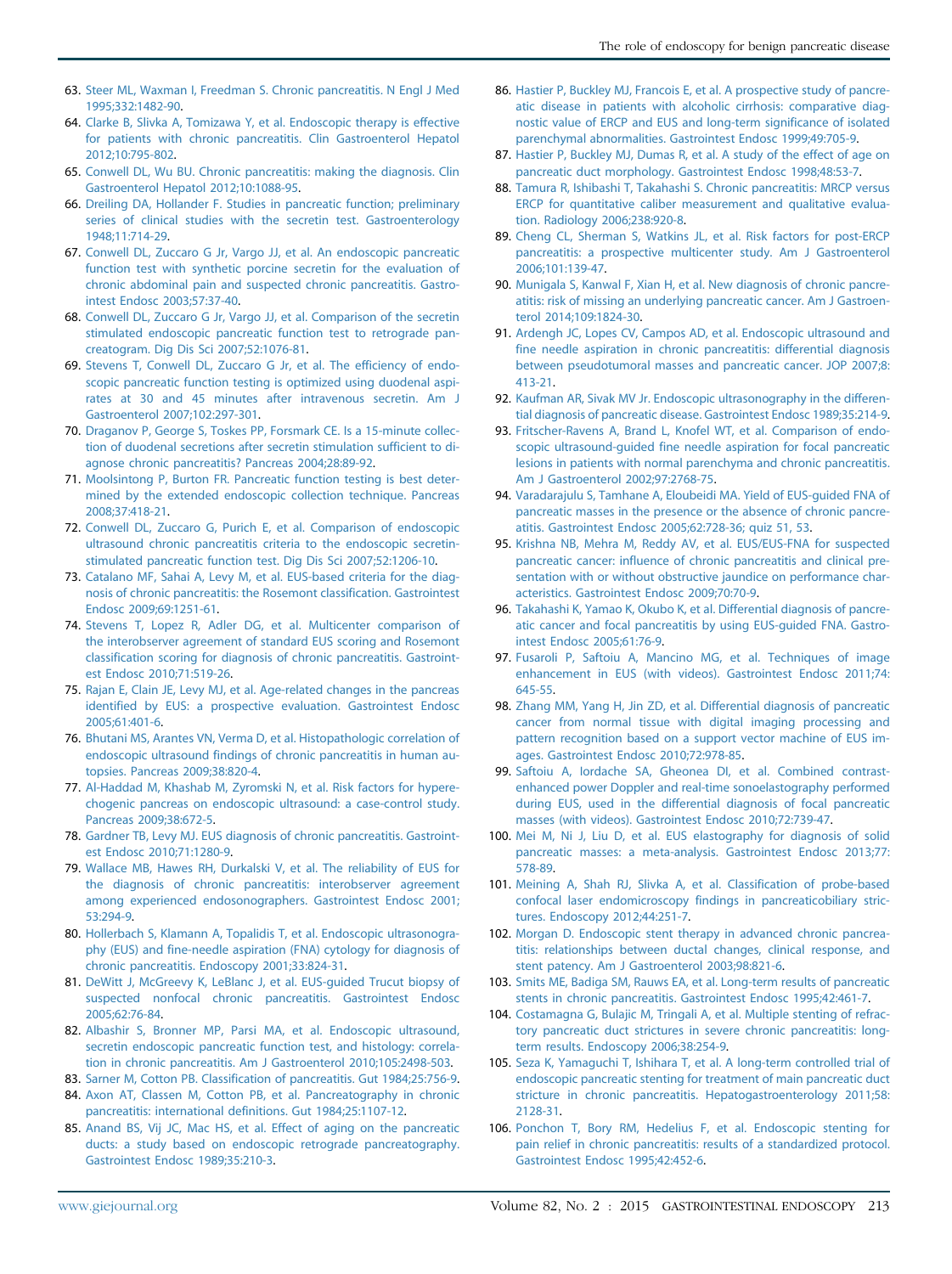63. Steer ML, Waxman I, Freedman S. Chronic pancreatitis. N Engl J Med 1995;332:1482-90.
64. Clarke B, Slivka A, Tomizawa Y, et al. Endoscopic therapy is effective for patients with chronic pancreatitis. Clin Gastroenterol Hepatol 2012;10:795-802.
65. Conwell DL, Wu BU. Chronic pancreatitis: making the diagnosis. Clin Gastroenterol Hepatol 2012;10:1088-95.
66. Dreiling DA, Hollander F. Studies in pancreatic function; preliminary series of clinical studies with the secretin test. Gastroenterology 1948;11:714-29.
67. Conwell DL, Zuccaro G Jr, Vargo JJ, et al. An endoscopic pancreatic function test with synthetic porcine secretin for the evaluation of chronic abdominal pain and suspected chronic pancreatitis. Gastrointest Endosc 2003;57:37-40.
68. Conwell DL, Zuccaro G Jr, Vargo JJ, et al. Comparison of the secretin stimulated endoscopic pancreatic function test to retrograde pancreatogram. Dig Dis Sci 2007;52:1076-81.
69. Stevens T, Conwell DL, Zuccaro G Jr, et al. The efficiency of endoscopic pancreatic function testing is optimized using duodenal aspirates at 30 and 45 minutes after intravenous secretin. Am J Gastroenterol 2007;102:297-301.
70. Draganov P, George S, Toskes PP, Forsmark CE. Is a 15-minute collection of duodenal secretions after secretin stimulation sufficient to diagnose chronic pancreatitis? Pancreas 2004;28:89-92.
71. Moolsintong P, Burton FR. Pancreatic function testing is best determined by the extended endoscopic collection technique. Pancreas 2008;37:418-21.
72. Conwell DL, Zuccaro G, Purich E, et al. Comparison of endoscopic ultrasound chronic pancreatitis criteria to the endoscopic secretin-stimulated pancreatic function test. Dig Dis Sci 2007;52:1206-10.
73. Catalano MF, Sahai A, Levy M, et al. EUS-based criteria for the diagnosis of chronic pancreatitis: the Rosemont classification. Gastrointest Endosc 2009;69:1251-61.
74. Stevens T, Lopez R, Adler DG, et al. Multicenter comparison of the interobserver agreement of standard EUS scoring and Rosemont classification scoring for diagnosis of chronic pancreatitis. Gastrointest Endosc 2010;71:519-26.
75. Rajan E, Clain JE, Levy MJ, et al. Age-related changes in the pancreas identified by EUS: a prospective evaluation. Gastrointest Endosc 2005;61:401-6.
76. Bhutani MS, Arantes VN, Verma D, et al. Histopathologic correlation of endoscopic ultrasound findings of chronic pancreatitis in human autopsies. Pancreas 2009;38:820-4.
77. Al-Haddad M, Khashab M, Zyromski N, et al. Risk factors for hyperechogenic pancreas on endoscopic ultrasound: a case-control study. Pancreas 2009;38:672-5.
78. Gardner TB, Levy MJ. EUS diagnosis of chronic pancreatitis. Gastrointest Endosc 2010;71:1280-9.
79. Wallace MB, Hawes RH, Durkalski V, et al. The reliability of EUS for the diagnosis of chronic pancreatitis: interobserver agreement among experienced endosonographers. Gastrointest Endosc 2001;53:294-9.
80. Hollerbach S, Klamann A, Topalidis T, et al. Endoscopic ultrasonography (EUS) and fine-needle aspiration (FNA) cytology for diagnosis of chronic pancreatitis. Endoscopy 2001;33:824-31.
81. DeWitt J, McGreevy K, LeBlanc J, et al. EUS-guided Trucut biopsy of suspected nonfocal chronic pancreatitis. Gastrointest Endosc 2005;62:76-84.
82. Albashir S, Bronner MP, Parsi MA, et al. Endoscopic ultrasound, secretin endoscopic pancreatic function test, and histology: correlation in chronic pancreatitis. Am J Gastroenterol 2010;105:2498-503.
83. Sarner M, Cotton PB. Classification of pancreatitis. Gut 1984;25:756-9.
84. Axon AT, Classen M, Cotton PB, et al. Pancreatography in chronic pancreatitis: international definitions. Gut 1984;25:1107-12.
85. Anand BS, Vij JC, Mac HS, et al. Effect of aging on the pancreatic ducts: a study based on endoscopic retrograde pancreatography. Gastrointest Endosc 1989;35:210-3.
86. Hastier P, Buckley MJ, Francois E, et al. A prospective study of pancreatic disease in patients with alcoholic cirrhosis: comparative diagnostic value of ERCP and EUS and long-term significance of isolated parenchymal abnormalities. Gastrointest Endosc 1999;49:705-9.
87. Hastier P, Buckley MJ, Dumas R, et al. A study of the effect of age on pancreatic duct morphology. Gastrointest Endosc 1998;48:53-7.
88. Tamura R, Ishibashi T, Takahashi S. Chronic pancreatitis: MRCP versus ERCP for quantitative caliber measurement and qualitative evaluation. Radiology 2006;238:920-8.
89. Cheng CL, Sherman S, Watkins JL, et al. Risk factors for post-ERCP pancreatitis: a prospective multicenter study. Am J Gastroenterol 2006;101:139-47.
90. Munigala S, Kanwal F, Xian H, et al. New diagnosis of chronic pancreatitis: risk of missing an underlying pancreatic cancer. Am J Gastroenterol 2014;109:1824-30.
91. Ardengh JC, Lopes CV, Campos AD, et al. Endoscopic ultrasound and fine needle aspiration in chronic pancreatitis: differential diagnosis between pseudotumoral masses and pancreatic cancer. JOP 2007;8:413-21.
92. Kaufman AR, Sivak MV Jr. Endoscopic ultrasonography in the differential diagnosis of pancreatic disease. Gastrointest Endosc 1989;35:214-9.
93. Fritscher-Ravens A, Brand L, Knofel WT, et al. Comparison of endoscopic ultrasound-guided fine needle aspiration for focal pancreatic lesions in patients with normal parenchyma and chronic pancreatitis. Am J Gastroenterol 2002;97:2768-75.
94. Varadarajulu S, Tamhane A, Eloubeidi MA. Yield of EUS-guided FNA of pancreatic masses in the presence or the absence of chronic pancreatitis. Gastrointest Endosc 2005;62:728-36; quiz 51, 53.
95. Krishna NB, Mehra M, Reddy AV, et al. EUS/EUS-FNA for suspected pancreatic cancer: influence of chronic pancreatitis and clinical presentation with or without obstructive jaundice on performance characteristics. Gastrointest Endosc 2009;70:70-9.
96. Takahashi K, Yamao K, Okubo K, et al. Differential diagnosis of pancreatic cancer and focal pancreatitis by using EUS-guided FNA. Gastrointest Endosc 2005;61:76-9.
97. Fusaroli P, Saftoiu A, Mancino MG, et al. Techniques of image enhancement in EUS (with videos). Gastrointest Endosc 2011;74:645-55.
98. Zhang MM, Yang H, Jin ZD, et al. Differential diagnosis of pancreatic cancer from normal tissue with digital imaging processing and pattern recognition based on a support vector machine of EUS images. Gastrointest Endosc 2010;72:978-85.
99. Saftoiu A, Iordache SA, Gheonea DI, et al. Combined contrast-enhanced power Doppler and real-time sonoelastography performed during EUS, used in the differential diagnosis of focal pancreatic masses (with videos). Gastrointest Endosc 2010;72:739-47.
100. Mei M, Ni J, Liu D, et al. EUS elastography for diagnosis of solid pancreatic masses: a meta-analysis. Gastrointest Endosc 2013;77:578-89.
101. Meining A, Shah RJ, Slivka A, et al. Classification of probe-based confocal laser endomicroscopy findings in pancreaticobiliary strictures. Endoscopy 2012;44:251-7.
102. Morgan D. Endoscopic stent therapy in advanced chronic pancreatitis: relationships between ductal changes, clinical response, and stent patency. Am J Gastroenterol 2003;98:821-6.
103. Smits ME, Badiga SM, Rauws EA, et al. Long-term results of pancreatic stents in chronic pancreatitis. Gastrointest Endosc 1995;42:461-7.
104. Costamagna G, Bulajic M, Tringali A, et al. Multiple stenting of refractory pancreatic duct strictures in severe chronic pancreatitis: long-term results. Endoscopy 2006;38:254-9.
105. Seza K, Yamaguchi T, Ishihara T, et al. A long-term controlled trial of endoscopic pancreatic stenting for treatment of main pancreatic duct stricture in chronic pancreatitis. Hepatogastroenterology 2011;58:2128-31.
106. Ponchon T, Bory RM, Hedelius F, et al. Endoscopic stenting for pain relief in chronic pancreatitis: results of a standardized protocol. Gastrointest Endosc 1995;42:452-6.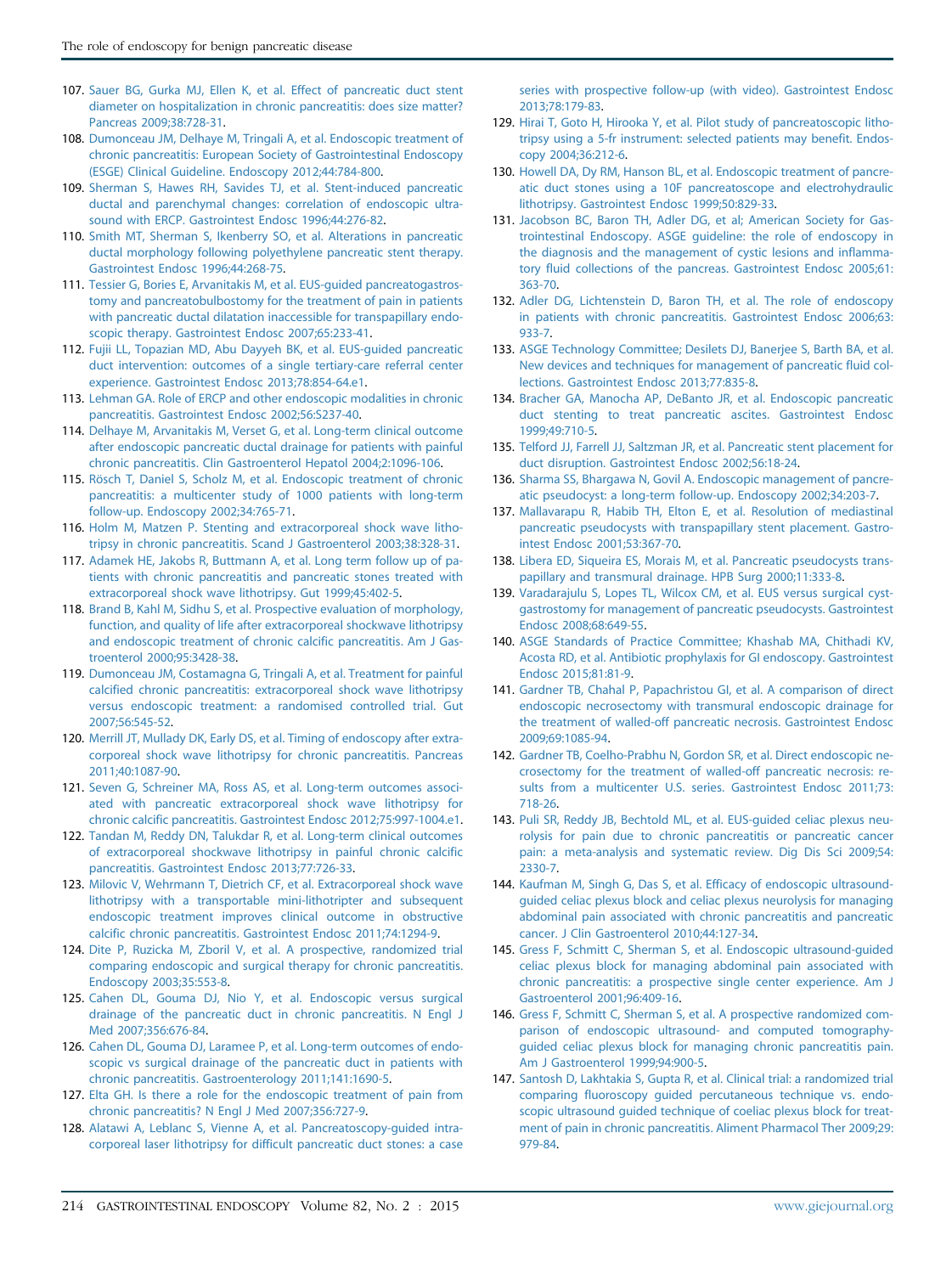107. Sauer BG, Gurka MJ, Ellen K, et al. Effect of pancreatic duct stent diameter on hospitalization in chronic pancreatitis: does size matter? Pancreas 2009;38:728-31.
108. Dumonceau JM, Delhaye M, Tringali A, et al. Endoscopic treatment of chronic pancreatitis: European Society of Gastrointestinal Endoscopy (ESGE) Clinical Guideline. Endoscopy 2012;44:784-800.
109. Sherman S, Hawes RH, Savides TJ, et al. Stent-induced pancreatic ductal and parenchymal changes: correlation of endoscopic ultrasound with ERCP. Gastrointest Endosc 1996;44:276-82.
110. Smith MT, Sherman S, Ikenberry SO, et al. Alterations in pancreatic ductal morphology following polyethylene pancreatic stent therapy. Gastrointest Endosc 1996;44:268-75.
111. Tessier G, Bories E, Arvanitakis M, et al. EUS-guided pancreatogastrostomy and pancreatobulbostomy for the treatment of pain in patients with pancreatic ductal dilatation inaccessible for transpapillary endoscopic therapy. Gastrointest Endosc 2007;65:233-41.
112. Fujii LL, Topazian MD, Abu Dayyeh BK, et al. EUS-guided pancreatic duct intervention: outcomes of a single tertiary-care referral center experience. Gastrointest Endosc 2013;78:854-64.e1.
113. Lehman GA. Role of ERCP and other endoscopic modalities in chronic pancreatitis. Gastrointest Endosc 2002;56:S237-40.
114. Delhaye M, Arvanitakis M, Verset G, et al. Long-term clinical outcome after endoscopic pancreatic ductal drainage for patients with painful chronic pancreatitis. Clin Gastroenterol Hepatol 2004;2:1096-106.
115. Rösch T, Daniel S, Scholz M, et al. Endoscopic treatment of chronic pancreatitis: a multicenter study of 1000 patients with long-term follow-up. Endoscopy 2002;34:765-71.
116. Holm M, Matzen P. Stenting and extracorporeal shock wave lithotripsy in chronic pancreatitis. Scand J Gastroenterol 2003;38:328-31.
117. Adamek HE, Jakobs R, Buttmann A, et al. Long term follow up of patients with chronic pancreatitis and pancreatic stones treated with extracorporeal shock wave lithotripsy. Gut 1999;45:402-5.
118. Brand B, Kahl M, Sidhu S, et al. Prospective evaluation of morphology, function, and quality of life after extracorporeal shockwave lithotripsy and endoscopic treatment of chronic calcific pancreatitis. Am J Gastroenterol 2000;95:3428-38.
119. Dumonceau JM, Costamagna G, Tringali A, et al. Treatment for painful calcified chronic pancreatitis: extracorporeal shock wave lithotripsy versus endoscopic treatment: a randomised controlled trial. Gut 2007;56:545-52.
120. Merrill JT, Mullady DK, Early DS, et al. Timing of endoscopy after extracorporeal shock wave lithotripsy for chronic pancreatitis. Pancreas 2011;40:1087-90.
121. Seven G, Schreiner MA, Ross AS, et al. Long-term outcomes associated with pancreatic extracorporeal shock wave lithotripsy for chronic calcific pancreatitis. Gastrointest Endosc 2012;75:997-1004.e1.
122. Tandan M, Reddy DN, Talukdar R, et al. Long-term clinical outcomes of extracorporeal shockwave lithotripsy in painful chronic calcific pancreatitis. Gastrointest Endosc 2013;77:726-33.
123. Milovic V, Wehrmann T, Dietrich CF, et al. Extracorporeal shock wave lithotripsy with a transportable mini-lithotripter and subsequent endoscopic treatment improves clinical outcome in obstructive calcific chronic pancreatitis. Gastrointest Endosc 2011;74:1294-9.
124. Dite P, Ruzicka M, Zboril V, et al. A prospective, randomized trial comparing endoscopic and surgical therapy for chronic pancreatitis. Endoscopy 2003;35:553-8.
125. Cahen DL, Gouma DJ, Nio Y, et al. Endoscopic versus surgical drainage of the pancreatic duct in chronic pancreatitis. N Engl J Med 2007;356:676-84.
126. Cahen DL, Gouma DJ, Laramee P, et al. Long-term outcomes of endoscopic vs surgical drainage of the pancreatic duct in patients with chronic pancreatitis. Gastroenterology 2011;141:1690-5.
127. Elta GH. Is there a role for the endoscopic treatment of pain from chronic pancreatitis? N Engl J Med 2007;356:727-9.
128. Alatawi A, Leblanc S, Vienne A, et al. Pancreatoscopy-guided intracorporeal laser lithotripsy for difficult pancreatic duct stones: a case series with prospective follow-up (with video). Gastrointest Endosc 2013;78:179-83.
129. Hirai T, Goto H, Hirooka Y, et al. Pilot study of pancreatoscopic lithotripsy using a 5-fr instrument: selected patients may benefit. Endoscopy 2004;36:212-6.
130. Howell DA, Dy RM, Hanson BL, et al. Endoscopic treatment of pancreatic duct stones using a 10F pancreatoscope and electrohydraulic lithotripsy. Gastrointest Endosc 1999;50:829-33.
131. Jacobson BC, Baron TH, Adler DG, et al; American Society for Gastrointestinal Endoscopy. ASGE guideline: the role of endoscopy in the diagnosis and the management of cystic lesions and inflammatory fluid collections of the pancreas. Gastrointest Endosc 2005;61:363-70.
132. Adler DG, Lichtenstein D, Baron TH, et al. The role of endoscopy in patients with chronic pancreatitis. Gastrointest Endosc 2006;63:933-7.
133. ASGE Technology Committee; Desilets DJ, Banerjee S, Barth BA, et al. New devices and techniques for management of pancreatic fluid collections. Gastrointest Endosc 2013;77:835-8.
134. Bracher GA, Manocha AP, DeBanto JR, et al. Endoscopic pancreatic duct stenting to treat pancreatic ascites. Gastrointest Endosc 1999;49:710-5.
135. Telford JJ, Farrell JJ, Saltzman JR, et al. Pancreatic stent placement for duct disruption. Gastrointest Endosc 2002;56:18-24.
136. Sharma SS, Bhargawa N, Govil A. Endoscopic management of pancreatic pseudocyst: a long-term follow-up. Endoscopy 2002;34:203-7.
137. Mallavarapu R, Habib TH, Elton E, et al. Resolution of mediastinal pancreatic pseudocysts with transpapillary stent placement. Gastrointest Endosc 2001;53:367-70.
138. Libera ED, Siqueira ES, Morais M, et al. Pancreatic pseudocysts transpapillary and transmural drainage. HPB Surg 2000;11:333-8.
139. Varadarajulu S, Lopes TL, Wilcox CM, et al. EUS versus surgical cystgastrostomy for management of pancreatic pseudocysts. Gastrointest Endosc 2008;68:649-55.
140. ASGE Standards of Practice Committee; Khashab MA, Chithadi KV, Acosta RD, et al. Antibiotic prophylaxis for GI endoscopy. Gastrointest Endosc 2015;81:81-9.
141. Gardner TB, Chahal P, Papachristou GI, et al. A comparison of direct endoscopic necrosectomy with transmural endoscopic drainage for the treatment of walled-off pancreatic necrosis. Gastrointest Endosc 2009;69:1085-94.
142. Gardner TB, Coelho-Prabhu N, Gordon SR, et al. Direct endoscopic necrosectomy for the treatment of walled-off pancreatic necrosis: results from a multicenter U.S. series. Gastrointest Endosc 2011;73:718-26.
143. Puli SR, Reddy JB, Bechtold ML, et al. EUS-guided celiac plexus neurolysis for pain due to chronic pancreatitis or pancreatic cancer pain: a meta-analysis and systematic review. Dig Dis Sci 2009;54:2330-7.
144. Kaufman M, Singh G, Das S, et al. Efficacy of endoscopic ultrasound-guided celiac plexus block and celiac plexus neurolysis for managing abdominal pain associated with chronic pancreatitis and pancreatic cancer. J Clin Gastroenterol 2010;44:127-34.
145. Gress F, Schmitt C, Sherman S, et al. Endoscopic ultrasound-guided celiac plexus block for managing abdominal pain associated with chronic pancreatitis: a prospective single center experience. Am J Gastroenterol 2001;96:409-16.
146. Gress F, Schmitt C, Sherman S, et al. A prospective randomized comparison of endoscopic ultrasound- and computed tomography-guided celiac plexus block for managing chronic pancreatitis pain. Am J Gastroenterol 1999;94:900-5.
147. Santosh D, Lakhtakia S, Gupta R, et al. Clinical trial: a randomized trial comparing fluoroscopy guided percutaneous technique vs. endoscopic ultrasound guided technique of coeliac plexus block for treatment of pain in chronic pancreatitis. Aliment Pharmacol Ther 2009;29:979-84.